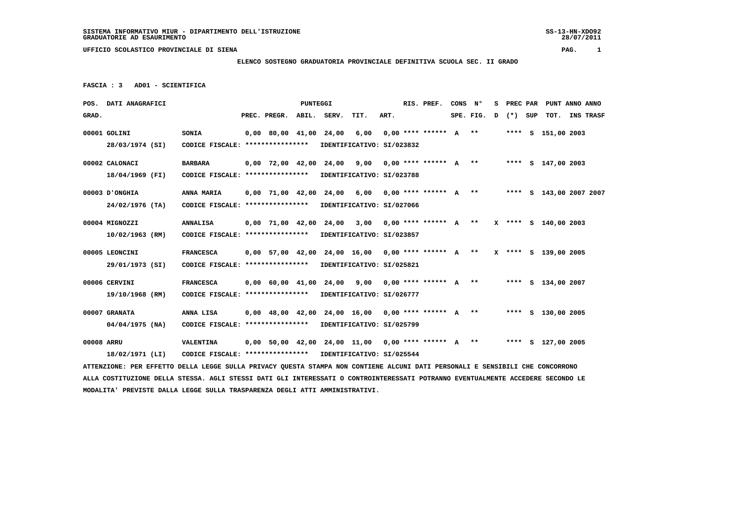SISTEMA INFORMATIVO MIUR - DIPARTIMENTO DELL'ISTRUZIONE
GRADUATORIE AD ESAURIMENTO

UFFICIO SCOLASTICO PROVINCIALE DI SIENA

**ELENCO SOSTEGNO GRADUATORIA PROVINCIALE DEFINITIVA SCUOLA SEC. II GRADO**

**FASCIA : 3 AD01 - SCIENTIFICA**

| POS. GRAD. | DATI ANAGRAFICI | | PREC. | PREGR. | ABIL. | SERV. | TIT. | ART. | RIS. PREF. | CONS SPE. | N° FIG. | S D | PREC (*) | PAR SUP | PUNT TOT. | ANNO INS | ANNO TRASF |
|---|---|---|---|---|---|---|---|---|---|---|---|---|---|---|---|---|---|
| 00001 | GOLINI<br>28/03/1974 (SI) | SONIA<br>CODICE FISCALE: **************** IDENTIFICATIVO: SI/023832 | 0,00 | 80,00 | 41,00 | 24,00 | 6,00 | 0,00 | **** ****** | A | ** | | **** | S | 151,00 | 2003 | |
| 00002 | CALONACI<br>18/04/1969 (FI) | BARBARA<br>CODICE FISCALE: **************** IDENTIFICATIVO: SI/023788 | 0,00 | 72,00 | 42,00 | 24,00 | 9,00 | 0,00 | **** ****** | A | ** | | **** | S | 147,00 | 2003 | |
| 00003 | D'ONGHIA<br>24/02/1976 (TA) | ANNA MARIA<br>CODICE FISCALE: **************** IDENTIFICATIVO: SI/027066 | 0,00 | 71,00 | 42,00 | 24,00 | 6,00 | 0,00 | **** ****** | A | ** | | **** | S | 143,00 | 2007 | 2007 |
| 00004 | MIGNOZZI<br>10/02/1963 (RM) | ANNALISA<br>CODICE FISCALE: **************** IDENTIFICATIVO: SI/023857 | 0,00 | 71,00 | 42,00 | 24,00 | 3,00 | 0,00 | **** ****** | A | ** | X | **** | S | 140,00 | 2003 | |
| 00005 | LEONCINI<br>29/01/1973 (SI) | FRANCESCA<br>CODICE FISCALE: **************** IDENTIFICATIVO: SI/025821 | 0,00 | 57,00 | 42,00 | 24,00 | 16,00 | 0,00 | **** ****** | A | ** | X | **** | S | 139,00 | 2005 | |
| 00006 | CERVINI<br>19/10/1968 (RM) | FRANCESCA<br>CODICE FISCALE: **************** IDENTIFICATIVO: SI/026777 | 0,00 | 60,00 | 41,00 | 24,00 | 9,00 | 0,00 | **** ****** | A | ** | | **** | S | 134,00 | 2007 | |
| 00007 | GRANATA<br>04/04/1975 (NA) | ANNA LISA<br>CODICE FISCALE: **************** IDENTIFICATIVO: SI/025799 | 0,00 | 48,00 | 42,00 | 24,00 | 16,00 | 0,00 | **** ****** | A | ** | | **** | S | 130,00 | 2005 | |
| 00008 | ARRU<br>18/02/1971 (LI) | VALENTINA<br>CODICE FISCALE: **************** IDENTIFICATIVO: SI/025544 | 0,00 | 50,00 | 42,00 | 24,00 | 11,00 | 0,00 | **** ****** | A | ** | | **** | S | 127,00 | 2005 | |

ATTENZIONE: PER EFFETTO DELLA LEGGE SULLA PRIVACY QUESTA STAMPA NON CONTIENE ALCUNI DATI PERSONALI E SENSIBILI CHE CONCORRONO ALLA COSTITUZIONE DELLA STESSA. AGLI STESSI DATI GLI INTERESSATI O CONTROINTERESSATI POTRANNO EVENTUALMENTE ACCEDERE SECONDO LE MODALITA' PREVISTE DALLA LEGGE SULLA TRASPARENZA DEGLI ATTI AMMINISTRATIVI.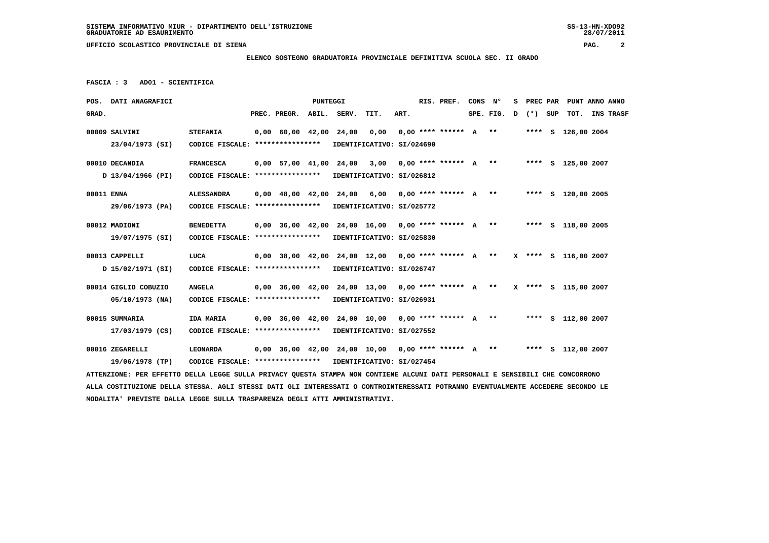SISTEMA INFORMATIVO MIUR - DIPARTIMENTO DELL'ISTRUZIONE
GRADUATORIE AD ESAURIMENTO

UFFICIO SCOLASTICO PROVINCIALE DI SIENA

**ELENCO SOSTEGNO GRADUATORIA PROVINCIALE DEFINITIVA SCUOLA SEC. II GRADO**

**FASCIA : 3 AD01 - SCIENTIFICA**

| POS. GRAD. | DATI ANAGRAFICI | | PREC. | PREGR. | ABIL. | SERV. | TIT. | ART. | RIS. PREF. | CONS SPE. | N° FIG. | S D | PREC (*) | PAR SUP | PUNT TOT. | ANNO INS | ANNO TRASF |
|---|---|---|---|---|---|---|---|---|---|---|---|---|---|---|---|---|---|
| 00009 | SALVINI | STEFANIA | 0,00 | 60,00 | 42,00 | 24,00 | 0,00 | 0,00 | **** ****** | A | ** | | **** | S | 126,00 | 2004 | |
| | 23/04/1973 (SI) | CODICE FISCALE: **************** | IDENTIFICATIVO: SI/024690 | | | | | | | | | | | | | | |
| 00010 | DECANDIA | FRANCESCA | 0,00 | 57,00 | 41,00 | 24,00 | 3,00 | 0,00 | **** ****** | A | ** | | **** | S | 125,00 | 2007 | |
| | D 13/04/1966 (PI) | CODICE FISCALE: **************** | IDENTIFICATIVO: SI/026812 | | | | | | | | | | | | | | |
| 00011 | ENNA | ALESSANDRA | 0,00 | 48,00 | 42,00 | 24,00 | 6,00 | 0,00 | **** ****** | A | ** | | **** | S | 120,00 | 2005 | |
| | 29/06/1973 (PA) | CODICE FISCALE: **************** | IDENTIFICATIVO: SI/025772 | | | | | | | | | | | | | | |
| 00012 | MADIONI | BENEDETTA | 0,00 | 36,00 | 42,00 | 24,00 | 16,00 | 0,00 | **** ****** | A | ** | | **** | S | 118,00 | 2005 | |
| | 19/07/1975 (SI) | CODICE FISCALE: **************** | IDENTIFICATIVO: SI/025830 | | | | | | | | | | | | | | |
| 00013 | CAPPELLI | LUCA | 0,00 | 38,00 | 42,00 | 24,00 | 12,00 | 0,00 | **** ****** | A | ** | X | **** | S | 116,00 | 2007 | |
| | D 15/02/1971 (SI) | CODICE FISCALE: **************** | IDENTIFICATIVO: SI/026747 | | | | | | | | | | | | | | |
| 00014 | GIGLIO COBUZIO | ANGELA | 0,00 | 36,00 | 42,00 | 24,00 | 13,00 | 0,00 | **** ****** | A | ** | X | **** | S | 115,00 | 2007 | |
| | 05/10/1973 (NA) | CODICE FISCALE: **************** | IDENTIFICATIVO: SI/026931 | | | | | | | | | | | | | | |
| 00015 | SUMMARIA | IDA MARIA | 0,00 | 36,00 | 42,00 | 24,00 | 10,00 | 0,00 | **** ****** | A | ** | | **** | S | 112,00 | 2007 | |
| | 17/03/1979 (CS) | CODICE FISCALE: **************** | IDENTIFICATIVO: SI/027552 | | | | | | | | | | | | | | |
| 00016 | ZEGARELLI | LEONARDA | 0,00 | 36,00 | 42,00 | 24,00 | 10,00 | 0,00 | **** ****** | A | ** | | **** | S | 112,00 | 2007 | |
| | 19/06/1978 (TP) | CODICE FISCALE: **************** | IDENTIFICATIVO: SI/027454 | | | | | | | | | | | | | | |

ATTENZIONE: PER EFFETTO DELLA LEGGE SULLA PRIVACY QUESTA STAMPA NON CONTIENE ALCUNI DATI PERSONALI E SENSIBILI CHE CONCORRONO ALLA COSTITUZIONE DELLA STESSA. AGLI STESSI DATI GLI INTERESSATI O CONTROINTERESSATI POTRANNO EVENTUALMENTE ACCEDERE SECONDO LE MODALITA' PREVISTE DALLA LEGGE SULLA TRASPARENZA DEGLI ATTI AMMINISTRATIVI.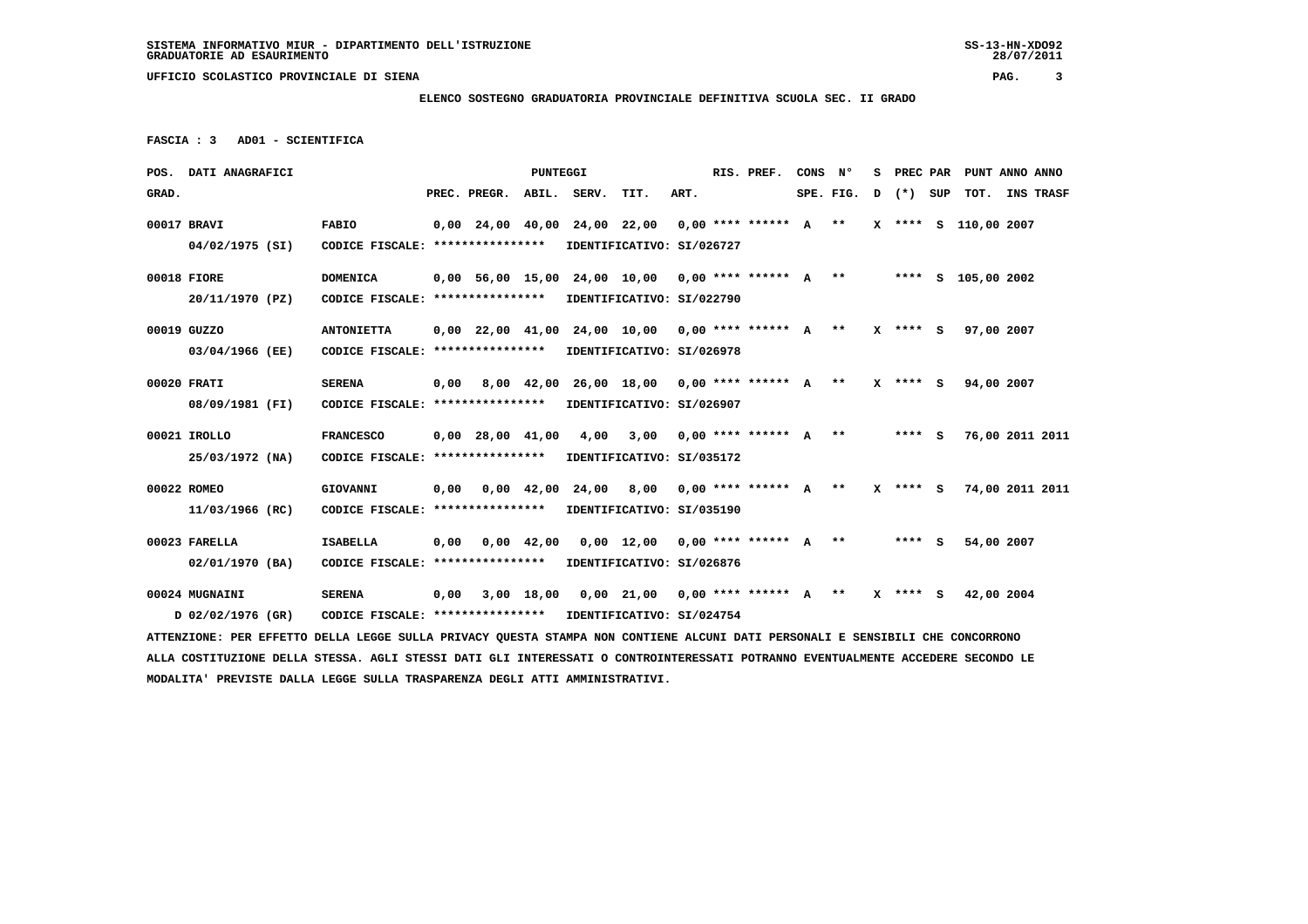**ELENCO SOSTEGNO GRADUATORIA PROVINCIALE DEFINITIVA SCUOLA SEC. II GRADO**

**FASCIA : 3 AD01 - SCIENTIFICA**

| POS. GRAD. | DATI ANAGRAFICI | | PREC. | PREGR. | ABIL. | SERV. | TIT. | ART. | RIS. PREF. | CONS SPE. | N° FIG. | S D | PREC (*) | PAR SUP | PUNT TOT. | ANNO INS | ANNO TRASF |
|---|---|---|---|---|---|---|---|---|---|---|---|---|---|---|---|---|---|
| 00017 | BRAVI 04/02/1975 (SI) | FABIO CODICE FISCALE: **************** IDENTIFICATIVO: SI/026727 | 0,00 | 24,00 | 40,00 | 24,00 | 22,00 | 0,00 | **** ****** | A | ** | X | **** | S | 110,00 | 2007 | |
| 00018 | FIORE 20/11/1970 (PZ) | DOMENICA CODICE FISCALE: **************** IDENTIFICATIVO: SI/022790 | 0,00 | 56,00 | 15,00 | 24,00 | 10,00 | 0,00 | **** ****** | A | ** | | **** | S | 105,00 | 2002 | |
| 00019 | GUZZO 03/04/1966 (EE) | ANTONIETTA CODICE FISCALE: **************** IDENTIFICATIVO: SI/026978 | 0,00 | 22,00 | 41,00 | 24,00 | 10,00 | 0,00 | **** ****** | A | ** | X | **** | S | 97,00 | 2007 | |
| 00020 | FRATI 08/09/1981 (FI) | SERENA CODICE FISCALE: **************** IDENTIFICATIVO: SI/026907 | 0,00 | 8,00 | 42,00 | 26,00 | 18,00 | 0,00 | **** ****** | A | ** | X | **** | S | 94,00 | 2007 | |
| 00021 | IROLLO 25/03/1972 (NA) | FRANCESCO CODICE FISCALE: **************** IDENTIFICATIVO: SI/035172 | 0,00 | 28,00 | 41,00 | 4,00 | 3,00 | 0,00 | **** ****** | A | ** | | **** | S | 76,00 | 2011 | 2011 |
| 00022 | ROMEO 11/03/1966 (RC) | GIOVANNI CODICE FISCALE: **************** IDENTIFICATIVO: SI/035190 | 0,00 | 0,00 | 42,00 | 24,00 | 8,00 | 0,00 | **** ****** | A | ** | X | **** | S | 74,00 | 2011 | 2011 |
| 00023 | FARELLA 02/01/1970 (BA) | ISABELLA CODICE FISCALE: **************** IDENTIFICATIVO: SI/026876 | 0,00 | 0,00 | 42,00 | 0,00 | 12,00 | 0,00 | **** ****** | A | ** | | **** | S | 54,00 | 2007 | |
| 00024 | MUGNAINI D 02/02/1976 (GR) | SERENA CODICE FISCALE: **************** IDENTIFICATIVO: SI/024754 | 0,00 | 3,00 | 18,00 | 0,00 | 21,00 | 0,00 | **** ****** | A | ** | X | **** | S | 42,00 | 2004 | |

ATTENZIONE: PER EFFETTO DELLA LEGGE SULLA PRIVACY QUESTA STAMPA NON CONTIENE ALCUNI DATI PERSONALI E SENSIBILI CHE CONCORRONO ALLA COSTITUZIONE DELLA STESSA. AGLI STESSI DATI GLI INTERESSATI O CONTROINTERESSATI POTRANNO EVENTUALMENTE ACCEDERE SECONDO LE MODALITA' PREVISTE DALLA LEGGE SULLA TRASPARENZA DEGLI ATTI AMMINISTRATIVI.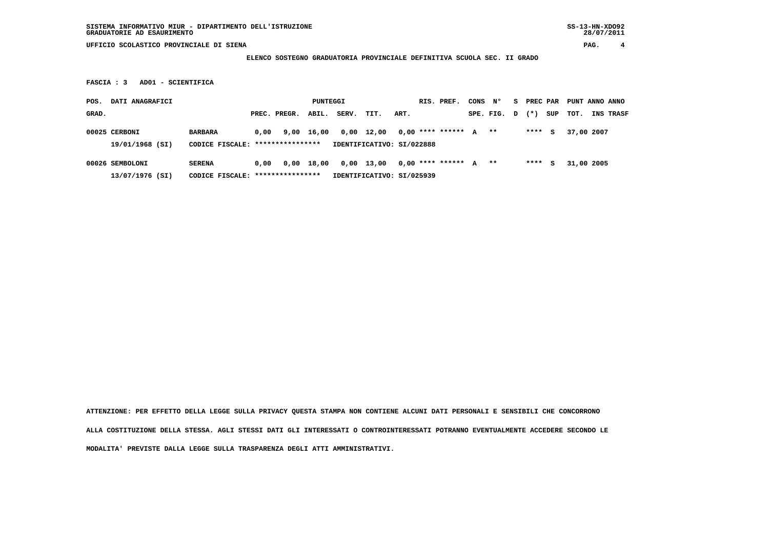UFFICIO SCOLASTICO PROVINCIALE DI SIENA

**ELENCO SOSTEGNO GRADUATORIA PROVINCIALE DEFINITIVA SCUOLA SEC. II GRADO**

**FASCIA : 3   AD01 - SCIENTIFICA**

| POS. GRAD. | DATI ANAGRAFICI | | PREC. | PREGR. | ABIL. | SERV. | TIT. | ART. | RIS. | PREF. | CONS SPE. | N° FIG. | S D | PREC (*) | PAR SUP | PUNT TOT. | ANNO INS | ANNO TRASF |
|---|---|---|---|---|---|---|---|---|---|---|---|---|---|---|---|---|---|---|
| 00025 | CERBONI | BARBARA | 0,00 | 9,00 | 16,00 | 0,00 | 12,00 | 0,00 | **** | ****** | A | ** | | **** | S | 37,00 | 2007 | |
| | 19/01/1968 (SI) | CODICE FISCALE: **************** | IDENTIFICATIVO: SI/022888 | | | | | | | | | | | | | | | |
| 00026 | SEMBOLONI | SERENA | 0,00 | 0,00 | 18,00 | 0,00 | 13,00 | 0,00 | **** | ****** | A | ** | | **** | S | 31,00 | 2005 | |
| | 13/07/1976 (SI) | CODICE FISCALE: **************** | IDENTIFICATIVO: SI/025939 | | | | | | | | | | | | | | | |

**ATTENZIONE: PER EFFETTO DELLA LEGGE SULLA PRIVACY QUESTA STAMPA NON CONTIENE ALCUNI DATI PERSONALI E SENSIBILI CHE CONCORRONO ALLA COSTITUZIONE DELLA STESSA. AGLI STESSI DATI GLI INTERESSATI O CONTROINTERESSATI POTRANNO EVENTUALMENTE ACCEDERE SECONDO LE MODALITA' PREVISTE DALLA LEGGE SULLA TRASPARENZA DEGLI ATTI AMMINISTRATIVI.**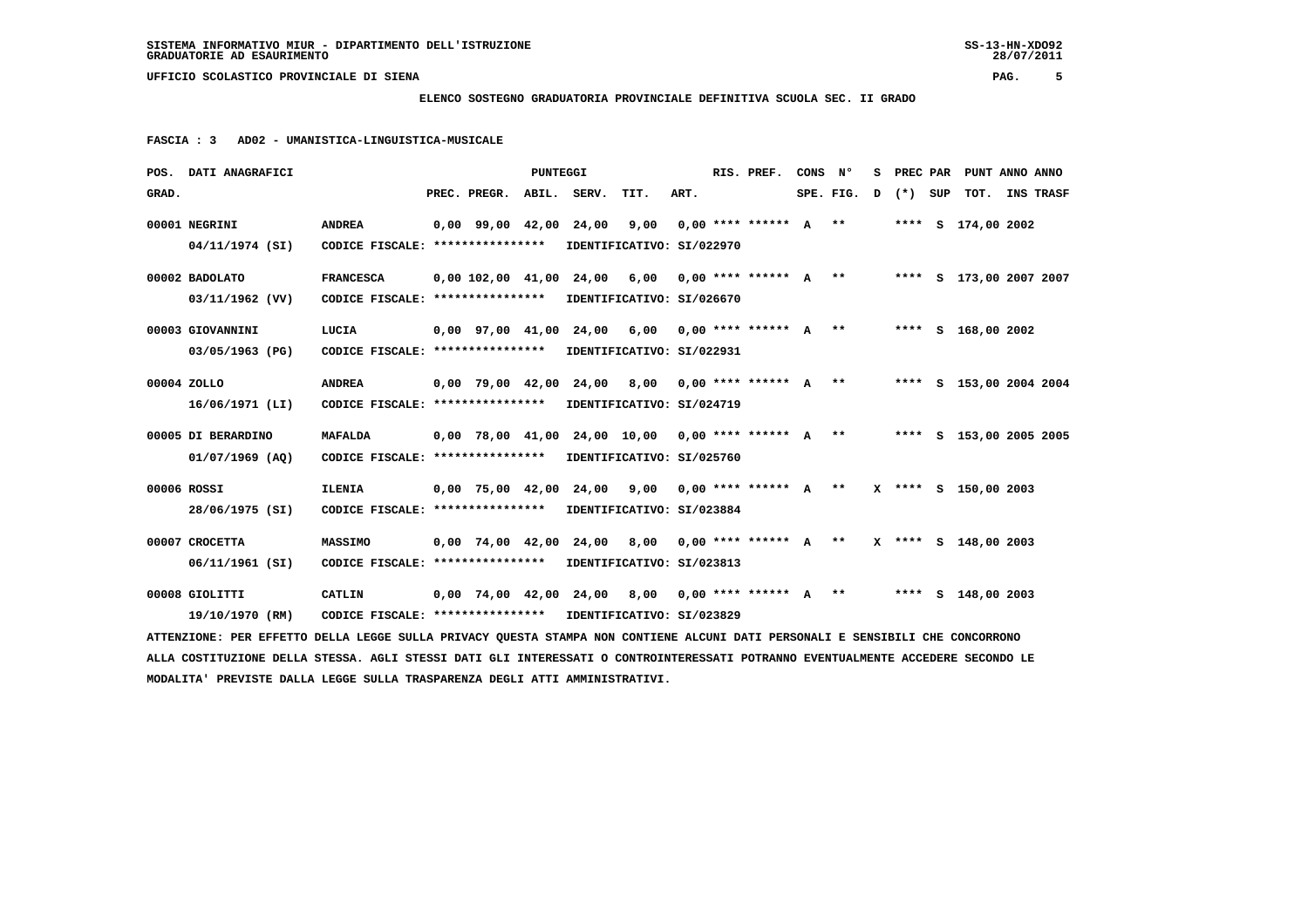SISTEMA INFORMATIVO MIUR - DIPARTIMENTO DELL'ISTRUZIONE
GRADUATORIE AD ESAURIMENTO

UFFICIO SCOLASTICO PROVINCIALE DI SIENA

**ELENCO SOSTEGNO GRADUATORIA PROVINCIALE DEFINITIVA SCUOLA SEC. II GRADO**

**FASCIA : 3 AD02 - UMANISTICA-LINGUISTICA-MUSICALE**

| POS. GRAD. | DATI ANAGRAFICI | | PREC. | PREGR. | ABIL. | SERV. | TIT. | ART. | RIS. PREF. | CONS SPE. | N° FIG. | S D | PREC (*) | PAR SUP | PUNT TOT. | ANNO INS | ANNO TRASF |
|---|---|---|---|---|---|---|---|---|---|---|---|---|---|---|---|---|---|
| 00001 | NEGRINI 04/11/1974 (SI) | ANDREA CODICE FISCALE: **************** IDENTIFICATIVO: SI/022970 | 0,00 | 99,00 | 42,00 | 24,00 | 9,00 | 0,00 | **** ****** | A | ** | | **** | S | 174,00 | 2002 | |
| 00002 | BADOLATO 03/11/1962 (VV) | FRANCESCA CODICE FISCALE: **************** IDENTIFICATIVO: SI/026670 | 0,00 | 102,00 | 41,00 | 24,00 | 6,00 | 0,00 | **** ****** | A | ** | | **** | S | 173,00 | 2007 | 2007 |
| 00003 | GIOVANNINI 03/05/1963 (PG) | LUCIA CODICE FISCALE: **************** IDENTIFICATIVO: SI/022931 | 0,00 | 97,00 | 41,00 | 24,00 | 6,00 | 0,00 | **** ****** | A | ** | | **** | S | 168,00 | 2002 | |
| 00004 | ZOLLO 16/06/1971 (LI) | ANDREA CODICE FISCALE: **************** IDENTIFICATIVO: SI/024719 | 0,00 | 79,00 | 42,00 | 24,00 | 8,00 | 0,00 | **** ****** | A | ** | | **** | S | 153,00 | 2004 | 2004 |
| 00005 | DI BERARDINO 01/07/1969 (AQ) | MAFALDA CODICE FISCALE: **************** IDENTIFICATIVO: SI/025760 | 0,00 | 78,00 | 41,00 | 24,00 | 10,00 | 0,00 | **** ****** | A | ** | | **** | S | 153,00 | 2005 | 2005 |
| 00006 | ROSSI 28/06/1975 (SI) | ILENIA CODICE FISCALE: **************** IDENTIFICATIVO: SI/023884 | 0,00 | 75,00 | 42,00 | 24,00 | 9,00 | 0,00 | **** ****** | A | ** | X | **** | S | 150,00 | 2003 | |
| 00007 | CROCETTA 06/11/1961 (SI) | MASSIMO CODICE FISCALE: **************** IDENTIFICATIVO: SI/023813 | 0,00 | 74,00 | 42,00 | 24,00 | 8,00 | 0,00 | **** ****** | A | ** | X | **** | S | 148,00 | 2003 | |
| 00008 | GIOLITTI 19/10/1970 (RM) | CATLIN CODICE FISCALE: **************** IDENTIFICATIVO: SI/023829 | 0,00 | 74,00 | 42,00 | 24,00 | 8,00 | 0,00 | **** ****** | A | ** | | **** | S | 148,00 | 2003 | |

ATTENZIONE: PER EFFETTO DELLA LEGGE SULLA PRIVACY QUESTA STAMPA NON CONTIENE ALCUNI DATI PERSONALI E SENSIBILI CHE CONCORRONO ALLA COSTITUZIONE DELLA STESSA. AGLI STESSI DATI GLI INTERESSATI O CONTROINTERESSATI POTRANNO EVENTUALMENTE ACCEDERE SECONDO LE MODALITA' PREVISTE DALLA LEGGE SULLA TRASPARENZA DEGLI ATTI AMMINISTRATIVI.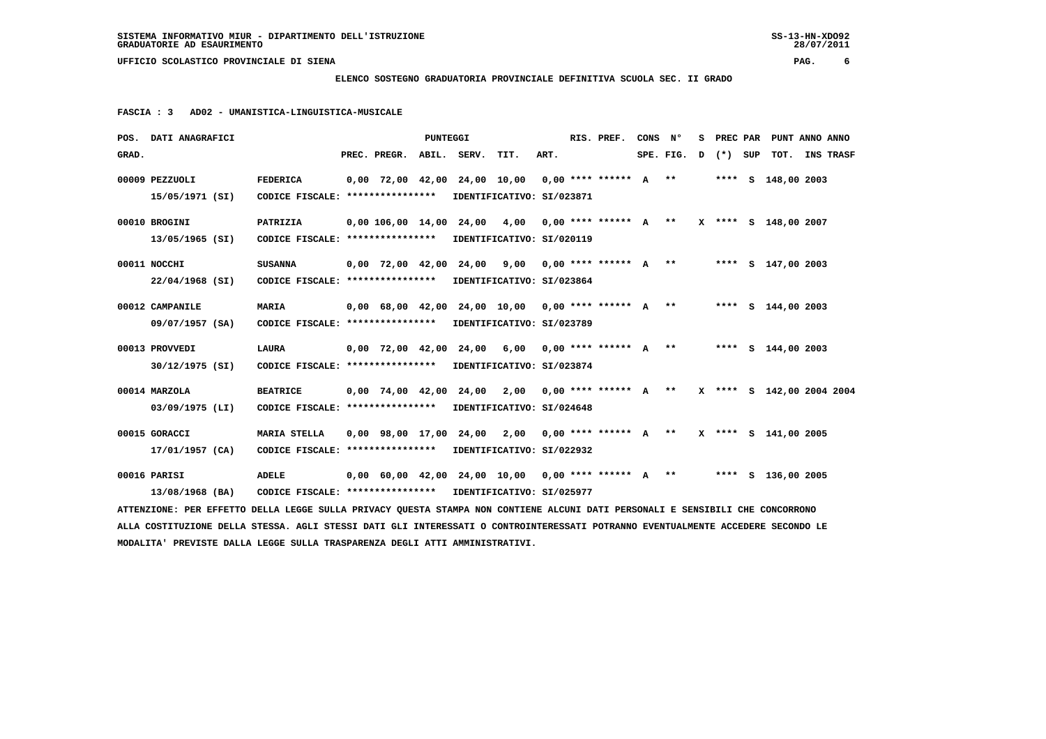**SISTEMA INFORMATIVO MIUR - DIPARTIMENTO DELL'ISTRUZIONE** SS-13-HN-XDO92
**GRADUATORIE AD ESAURIMENTO** 28/07/2011

**UFFICIO SCOLASTICO PROVINCIALE DI SIENA**

**ELENCO SOSTEGNO GRADUATORIA PROVINCIALE DEFINITIVA SCUOLA SEC. II GRADO**

**FASCIA : 3 AD02 - UMANISTICA-LINGUISTICA-MUSICALE**

| POS. GRAD. | DATI ANAGRAFICI | | PREC. | PREGR. | ABIL. | SERV. | TIT. | ART. | RIS. PREF. | CONS SPE. | N° FIG. | S D | PREC (*) | PAR SUP | PUNT TOT. | ANNO INS | ANNO TRASF |
|---|---|---|---|---|---|---|---|---|---|---|---|---|---|---|---|---|---|
| 00009 | PEZZUOLI 15/05/1971 (SI) | FEDERICA CODICE FISCALE: **************** | 0,00 | 72,00 | 42,00 | 24,00 | 10,00 | 0,00 | **** ****** | A | ** | | **** | S | 148,00 | 2003 | |
| | | IDENTIFICATIVO: SI/023871 | | | | | | | | | | | | | | | |
| 00010 | BROGINI 13/05/1965 (SI) | PATRIZIA CODICE FISCALE: **************** | 0,00 | 106,00 | 14,00 | 24,00 | 4,00 | 0,00 | **** ****** | A | ** | X | **** | S | 148,00 | 2007 | |
| | | IDENTIFICATIVO: SI/020119 | | | | | | | | | | | | | | | |
| 00011 | NOCCHI 22/04/1968 (SI) | SUSANNA CODICE FISCALE: **************** | 0,00 | 72,00 | 42,00 | 24,00 | 9,00 | 0,00 | **** ****** | A | ** | | **** | S | 147,00 | 2003 | |
| | | IDENTIFICATIVO: SI/023864 | | | | | | | | | | | | | | | |
| 00012 | CAMPANILE 09/07/1957 (SA) | MARIA CODICE FISCALE: **************** | 0,00 | 68,00 | 42,00 | 24,00 | 10,00 | 0,00 | **** ****** | A | ** | | **** | S | 144,00 | 2003 | |
| | | IDENTIFICATIVO: SI/023789 | | | | | | | | | | | | | | | |
| 00013 | PROVVEDI 30/12/1975 (SI) | LAURA CODICE FISCALE: **************** | 0,00 | 72,00 | 42,00 | 24,00 | 6,00 | 0,00 | **** ****** | A | ** | | **** | S | 144,00 | 2003 | |
| | | IDENTIFICATIVO: SI/023874 | | | | | | | | | | | | | | | |
| 00014 | MARZOLA 03/09/1975 (LI) | BEATRICE CODICE FISCALE: **************** | 0,00 | 74,00 | 42,00 | 24,00 | 2,00 | 0,00 | **** ****** | A | ** | X | **** | S | 142,00 | 2004 | 2004 |
| | | IDENTIFICATIVO: SI/024648 | | | | | | | | | | | | | | | |
| 00015 | GORACCI 17/01/1957 (CA) | MARIA STELLA CODICE FISCALE: **************** | 0,00 | 98,00 | 17,00 | 24,00 | 2,00 | 0,00 | **** ****** | A | ** | X | **** | S | 141,00 | 2005 | |
| | | IDENTIFICATIVO: SI/022932 | | | | | | | | | | | | | | | |
| 00016 | PARISI 13/08/1968 (BA) | ADELE CODICE FISCALE: **************** | 0,00 | 60,00 | 42,00 | 24,00 | 10,00 | 0,00 | **** ****** | A | ** | | **** | S | 136,00 | 2005 | |
| | | IDENTIFICATIVO: SI/025977 | | | | | | | | | | | | | | | |

ATTENZIONE: PER EFFETTO DELLA LEGGE SULLA PRIVACY QUESTA STAMPA NON CONTIENE ALCUNI DATI PERSONALI E SENSIBILI CHE CONCORRONO ALLA COSTITUZIONE DELLA STESSA. AGLI STESSI DATI GLI INTERESSATI O CONTROINTERESSATI POTRANNO EVENTUALMENTE ACCEDERE SECONDO LE MODALITA' PREVISTE DALLA LEGGE SULLA TRASPARENZA DEGLI ATTI AMMINISTRATIVI.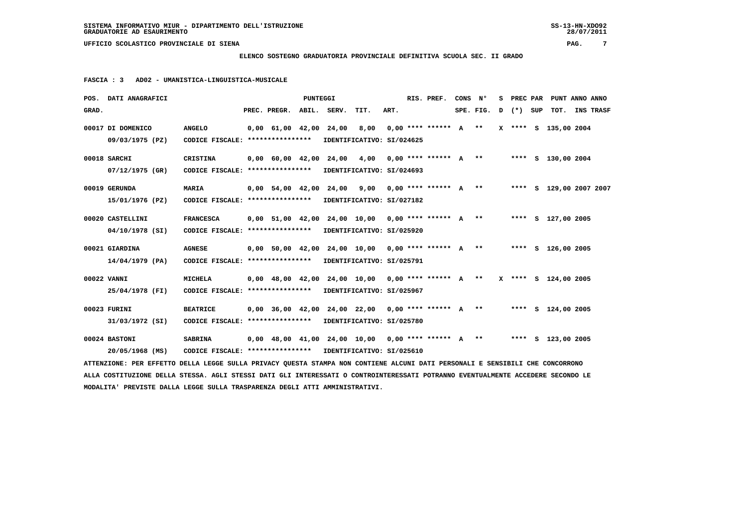SISTEMA INFORMATIVO MIUR - DIPARTIMENTO DELL'ISTRUZIONE
GRADUATORIE AD ESAURIMENTO

UFFICIO SCOLASTICO PROVINCIALE DI SIENA

**ELENCO SOSTEGNO GRADUATORIA PROVINCIALE DEFINITIVA SCUOLA SEC. II GRADO**

**FASCIA : 3   AD02 - UMANISTICA-LINGUISTICA-MUSICALE**

| POS. GRAD. | DATI ANAGRAFICI | | PREC. | PREGR. | ABIL. | SERV. | TIT. | ART. | RIS. PREF. | CONS SPE. | N° FIG. | S D | PREC (*) | PAR SUP | PUNT TOT. | ANNO INS | ANNO TRASF |
|---|---|---|---|---|---|---|---|---|---|---|---|---|---|---|---|---|---|
| 00017 | DI DOMENICO 09/03/1975 (PZ) | ANGELO CODICE FISCALE: **************** IDENTIFICATIVO: SI/024625 | 0,00 | 61,00 | 42,00 | 24,00 | 8,00 | 0,00 | **** ****** | A | ** | X | **** | S | 135,00 | 2004 | |
| 00018 | SARCHI 07/12/1975 (GR) | CRISTINA CODICE FISCALE: **************** IDENTIFICATIVO: SI/024693 | 0,00 | 60,00 | 42,00 | 24,00 | 4,00 | 0,00 | **** ****** | A | ** | | **** | S | 130,00 | 2004 | |
| 00019 | GERUNDA 15/01/1976 (PZ) | MARIA CODICE FISCALE: **************** IDENTIFICATIVO: SI/027182 | 0,00 | 54,00 | 42,00 | 24,00 | 9,00 | 0,00 | **** ****** | A | ** | | **** | S | 129,00 | 2007 | 2007 |
| 00020 | CASTELLINI 04/10/1978 (SI) | FRANCESCA CODICE FISCALE: **************** IDENTIFICATIVO: SI/025920 | 0,00 | 51,00 | 42,00 | 24,00 | 10,00 | 0,00 | **** ****** | A | ** | | **** | S | 127,00 | 2005 | |
| 00021 | GIARDINA 14/04/1979 (PA) | AGNESE CODICE FISCALE: **************** IDENTIFICATIVO: SI/025791 | 0,00 | 50,00 | 42,00 | 24,00 | 10,00 | 0,00 | **** ****** | A | ** | | **** | S | 126,00 | 2005 | |
| 00022 | VANNI 25/04/1978 (FI) | MICHELA CODICE FISCALE: **************** IDENTIFICATIVO: SI/025967 | 0,00 | 48,00 | 42,00 | 24,00 | 10,00 | 0,00 | **** ****** | A | ** | X | **** | S | 124,00 | 2005 | |
| 00023 | FURINI 31/03/1972 (SI) | BEATRICE CODICE FISCALE: **************** IDENTIFICATIVO: SI/025780 | 0,00 | 36,00 | 42,00 | 24,00 | 22,00 | 0,00 | **** ****** | A | ** | | **** | S | 124,00 | 2005 | |
| 00024 | BASTONI 20/05/1968 (MS) | SABRINA CODICE FISCALE: **************** IDENTIFICATIVO: SI/025610 | 0,00 | 48,00 | 41,00 | 24,00 | 10,00 | 0,00 | **** ****** | A | ** | | **** | S | 123,00 | 2005 | |

ATTENZIONE: PER EFFETTO DELLA LEGGE SULLA PRIVACY QUESTA STAMPA NON CONTIENE ALCUNI DATI PERSONALI E SENSIBILI CHE CONCORRONO ALLA COSTITUZIONE DELLA STESSA. AGLI STESSI DATI GLI INTERESSATI O CONTROINTERESSATI POTRANNO EVENTUALMENTE ACCEDERE SECONDO LE MODALITA' PREVISTE DALLA LEGGE SULLA TRASPARENZA DEGLI ATTI AMMINISTRATIVI.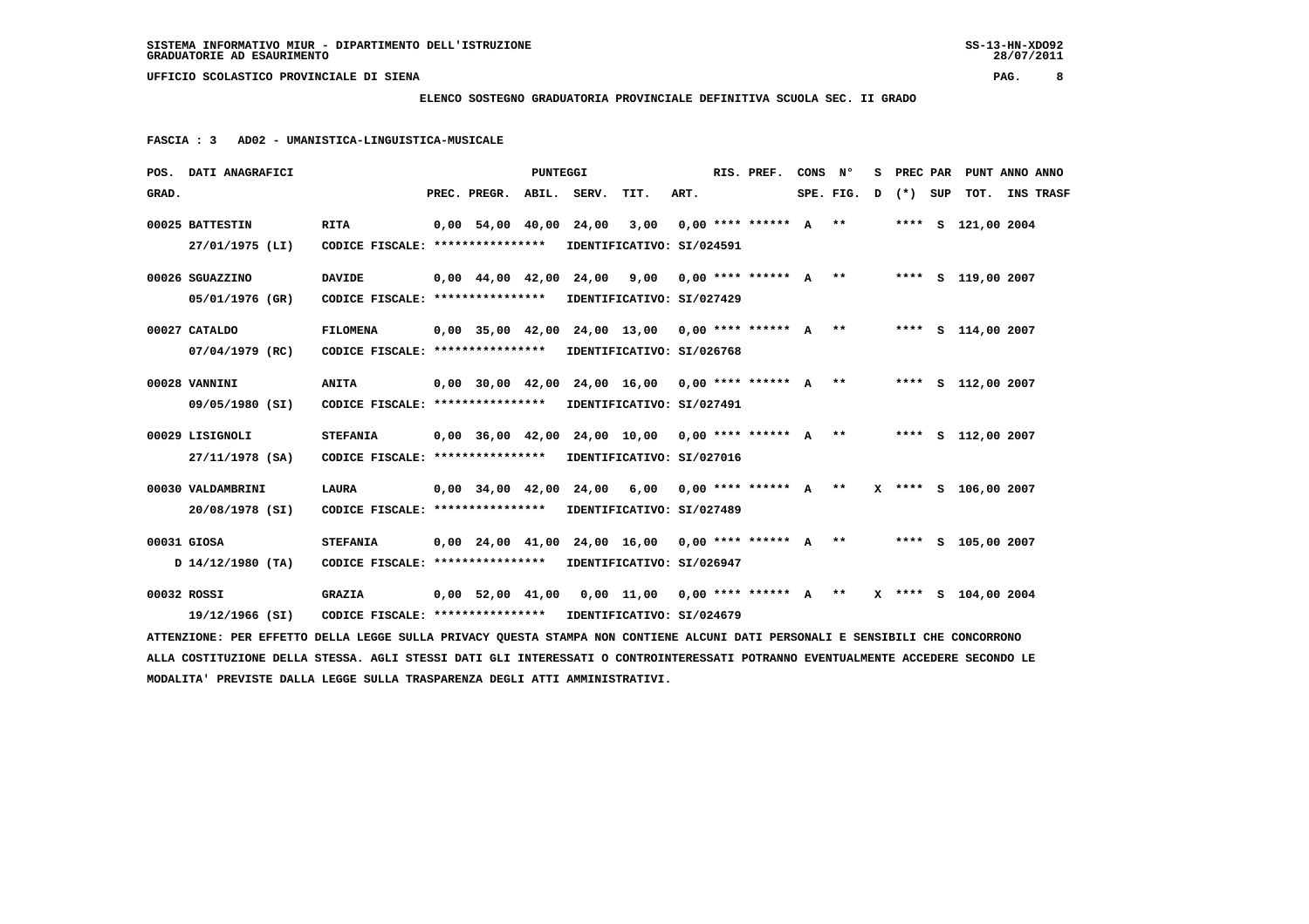SISTEMA INFORMATIVO MIUR - DIPARTIMENTO DELL'ISTRUZIONE
GRADUATORIE AD ESAURIMENTO

UFFICIO SCOLASTICO PROVINCIALE DI SIENA

**ELENCO SOSTEGNO GRADUATORIA PROVINCIALE DEFINITIVA SCUOLA SEC. II GRADO**

**FASCIA : 3 AD02 - UMANISTICA-LINGUISTICA-MUSICALE**

| POS. GRAD. | DATI ANAGRAFICI | | PREC. | PREGR. | ABIL. | SERV. | TIT. | ART. | RIS. PREF. | CONS SPE. | N° FIG. | S D | PREC (*) | PAR SUP | TOT. | ANNO INS | ANNO TRASF |
|---|---|---|---|---|---|---|---|---|---|---|---|---|---|---|---|---|---|
| 00025 | BATTESTIN | RITA | 0,00 | 54,00 | 40,00 | 24,00 | 3,00 | 0,00 | **** ****** | A | ** | | **** | S | 121,00 | 2004 | |
| | 27/01/1975 (LI) | CODICE FISCALE: **************** IDENTIFICATIVO: SI/024591 | | | | | | | | | | | | | | | |
| 00026 | SGUAZZINO | DAVIDE | 0,00 | 44,00 | 42,00 | 24,00 | 9,00 | 0,00 | **** ****** | A | ** | | **** | S | 119,00 | 2007 | |
| | 05/01/1976 (GR) | CODICE FISCALE: **************** IDENTIFICATIVO: SI/027429 | | | | | | | | | | | | | | | |
| 00027 | CATALDO | FILOMENA | 0,00 | 35,00 | 42,00 | 24,00 | 13,00 | 0,00 | **** ****** | A | ** | | **** | S | 114,00 | 2007 | |
| | 07/04/1979 (RC) | CODICE FISCALE: **************** IDENTIFICATIVO: SI/026768 | | | | | | | | | | | | | | | |
| 00028 | VANNINI | ANITA | 0,00 | 30,00 | 42,00 | 24,00 | 16,00 | 0,00 | **** ****** | A | ** | | **** | S | 112,00 | 2007 | |
| | 09/05/1980 (SI) | CODICE FISCALE: **************** IDENTIFICATIVO: SI/027491 | | | | | | | | | | | | | | | |
| 00029 | LISIGNOLI | STEFANIA | 0,00 | 36,00 | 42,00 | 24,00 | 10,00 | 0,00 | **** ****** | A | ** | | **** | S | 112,00 | 2007 | |
| | 27/11/1978 (SA) | CODICE FISCALE: **************** IDENTIFICATIVO: SI/027016 | | | | | | | | | | | | | | | |
| 00030 | VALDAMBRINI | LAURA | 0,00 | 34,00 | 42,00 | 24,00 | 6,00 | 0,00 | **** ****** | A | ** | X | **** | S | 106,00 | 2007 | |
| | 20/08/1978 (SI) | CODICE FISCALE: **************** IDENTIFICATIVO: SI/027489 | | | | | | | | | | | | | | | |
| 00031 | GIOSA | STEFANIA | 0,00 | 24,00 | 41,00 | 24,00 | 16,00 | 0,00 | **** ****** | A | ** | | **** | S | 105,00 | 2007 | |
| | D 14/12/1980 (TA) | CODICE FISCALE: **************** IDENTIFICATIVO: SI/026947 | | | | | | | | | | | | | | | |
| 00032 | ROSSI | GRAZIA | 0,00 | 52,00 | 41,00 | 0,00 | 11,00 | 0,00 | **** ****** | A | ** | X | **** | S | 104,00 | 2004 | |
| | 19/12/1966 (SI) | CODICE FISCALE: **************** IDENTIFICATIVO: SI/024679 | | | | | | | | | | | | | | | |

ATTENZIONE: PER EFFETTO DELLA LEGGE SULLA PRIVACY QUESTA STAMPA NON CONTIENE ALCUNI DATI PERSONALI E SENSIBILI CHE CONCORRONO ALLA COSTITUZIONE DELLA STESSA. AGLI STESSI DATI GLI INTERESSATI O CONTROINTERESSATI POTRANNO EVENTUALMENTE ACCEDERE SECONDO LE MODALITA' PREVISTE DALLA LEGGE SULLA TRASPARENZA DEGLI ATTI AMMINISTRATIVI.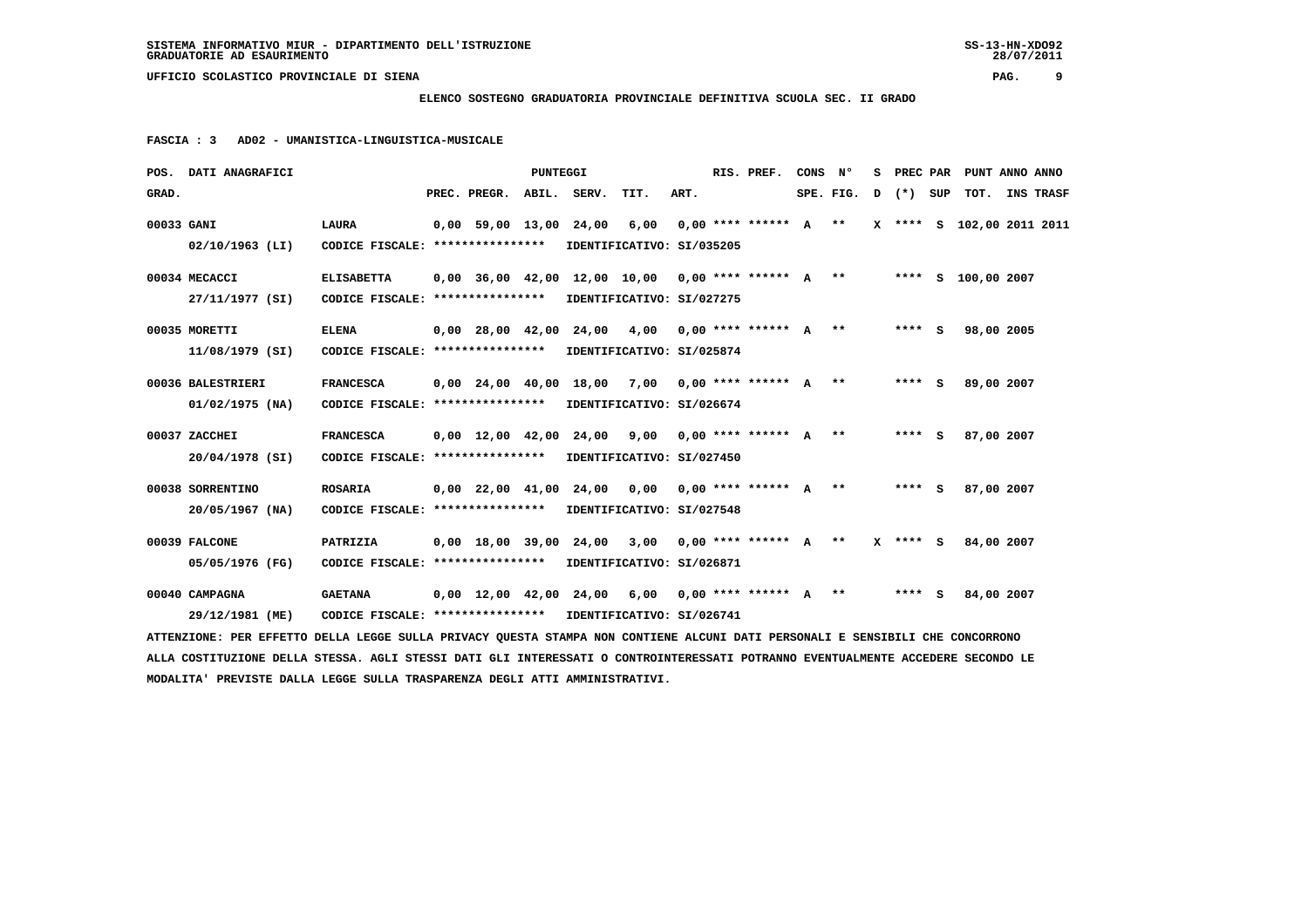SISTEMA INFORMATIVO MIUR - DIPARTIMENTO DELL'ISTRUZIONE
GRADUATORIE AD ESAURIMENTO

UFFICIO SCOLASTICO PROVINCIALE DI SIENA

**ELENCO SOSTEGNO GRADUATORIA PROVINCIALE DEFINITIVA SCUOLA SEC. II GRADO**

**FASCIA : 3 AD02 - UMANISTICA-LINGUISTICA-MUSICALE**

| POS. GRAD. | DATI ANAGRAFICI | | PREC. | PREGR. | ABIL. | SERV. | TIT. | ART. | RIS. PREF. | CONS | N° SPE. FIG. | S D | PREC (*) | PAR SUP | PUNT TOT. | ANNO INS | ANNO TRASF |
|---|---|---|---|---|---|---|---|---|---|---|---|---|---|---|---|---|---|
| 00033 | GANI | LAURA | 0,00 | 59,00 | 13,00 | 24,00 | 6,00 | 0,00 | **** ****** | A | ** | X | **** | S | 102,00 | 2011 | 2011 |
| | 02/10/1963 (LI) | CODICE FISCALE: **************** | IDENTIFICATIVO: SI/035205 | | | | | | | | | | | | | | |
| 00034 | MECACCI | ELISABETTA | 0,00 | 36,00 | 42,00 | 12,00 | 10,00 | 0,00 | **** ****** | A | ** | | **** | S | 100,00 | 2007 | |
| | 27/11/1977 (SI) | CODICE FISCALE: **************** | IDENTIFICATIVO: SI/027275 | | | | | | | | | | | | | | |
| 00035 | MORETTI | ELENA | 0,00 | 28,00 | 42,00 | 24,00 | 4,00 | 0,00 | **** ****** | A | ** | | **** | S | 98,00 | 2005 | |
| | 11/08/1979 (SI) | CODICE FISCALE: **************** | IDENTIFICATIVO: SI/025874 | | | | | | | | | | | | | | |
| 00036 | BALESTRIERI | FRANCESCA | 0,00 | 24,00 | 40,00 | 18,00 | 7,00 | 0,00 | **** ****** | A | ** | | **** | S | 89,00 | 2007 | |
| | 01/02/1975 (NA) | CODICE FISCALE: **************** | IDENTIFICATIVO: SI/026674 | | | | | | | | | | | | | | |
| 00037 | ZACCHEI | FRANCESCA | 0,00 | 12,00 | 42,00 | 24,00 | 9,00 | 0,00 | **** ****** | A | ** | | **** | S | 87,00 | 2007 | |
| | 20/04/1978 (SI) | CODICE FISCALE: **************** | IDENTIFICATIVO: SI/027450 | | | | | | | | | | | | | | |
| 00038 | SORRENTINO | ROSARIA | 0,00 | 22,00 | 41,00 | 24,00 | 0,00 | 0,00 | **** ****** | A | ** | | **** | S | 87,00 | 2007 | |
| | 20/05/1967 (NA) | CODICE FISCALE: **************** | IDENTIFICATIVO: SI/027548 | | | | | | | | | | | | | | |
| 00039 | FALCONE | PATRIZIA | 0,00 | 18,00 | 39,00 | 24,00 | 3,00 | 0,00 | **** ****** | A | ** | X | **** | S | 84,00 | 2007 | |
| | 05/05/1976 (FG) | CODICE FISCALE: **************** | IDENTIFICATIVO: SI/026871 | | | | | | | | | | | | | | |
| 00040 | CAMPAGNA | GAETANA | 0,00 | 12,00 | 42,00 | 24,00 | 6,00 | 0,00 | **** ****** | A | ** | | **** | S | 84,00 | 2007 | |
| | 29/12/1981 (ME) | CODICE FISCALE: **************** | IDENTIFICATIVO: SI/026741 | | | | | | | | | | | | | | |

ATTENZIONE: PER EFFETTO DELLA LEGGE SULLA PRIVACY QUESTA STAMPA NON CONTIENE ALCUNI DATI PERSONALI E SENSIBILI CHE CONCORRONO ALLA COSTITUZIONE DELLA STESSA. AGLI STESSI DATI GLI INTERESSATI O CONTROINTERESSATI POTRANNO EVENTUALMENTE ACCEDERE SECONDO LE MODALITA' PREVISTE DALLA LEGGE SULLA TRASPARENZA DEGLI ATTI AMMINISTRATIVI.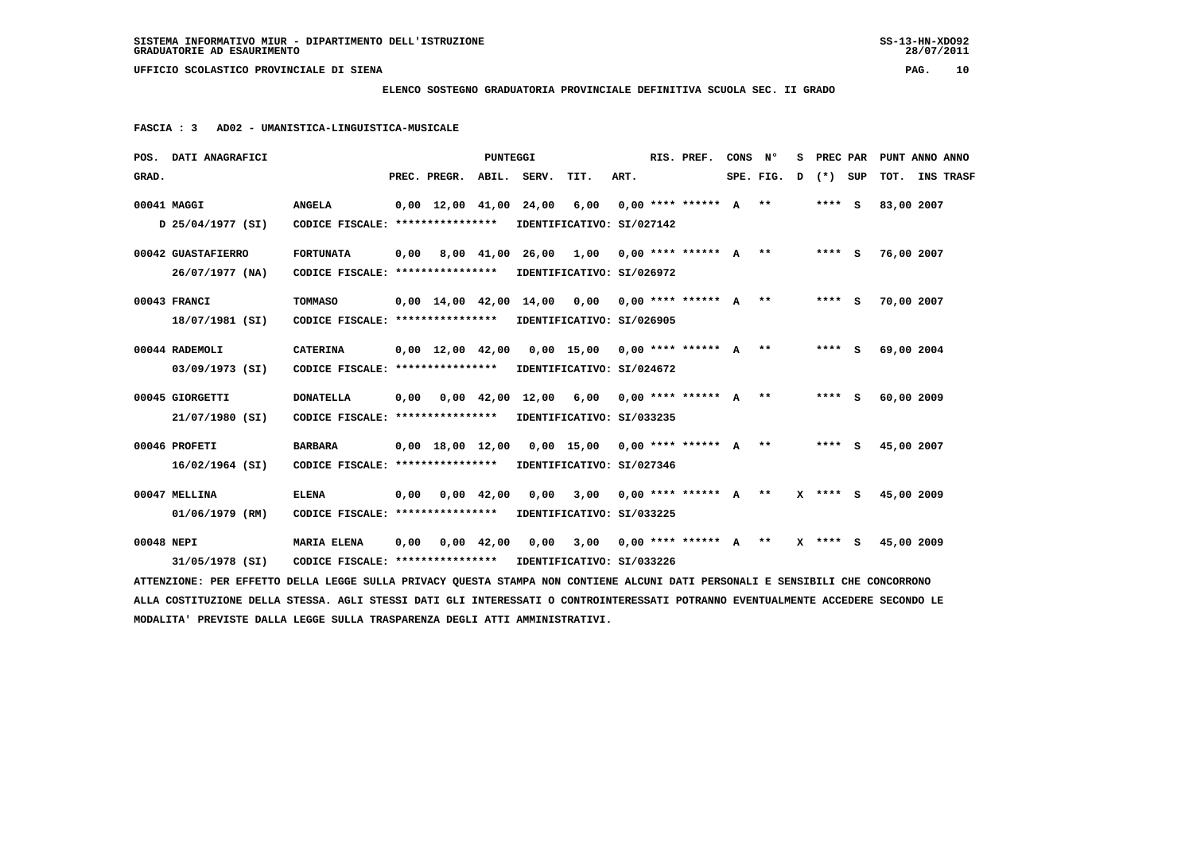SISTEMA INFORMATIVO MIUR - DIPARTIMENTO DELL'ISTRUZIONE
GRADUATORIE AD ESAURIMENTO

UFFICIO SCOLASTICO PROVINCIALE DI SIENA

**ELENCO SOSTEGNO GRADUATORIA PROVINCIALE DEFINITIVA SCUOLA SEC. II GRADO**

**FASCIA : 3 AD02 - UMANISTICA-LINGUISTICA-MUSICALE**

| POS. GRAD. | DATI ANAGRAFICI | | PREC. | PREGR. | ABIL. | SERV. | TIT. | ART. | RIS. PREF. | CONS SPE. | N° FIG. | S D | PREC (*) | PAR SUP | PUNT TOT. | ANNO INS | ANNO TRASF |
|---|---|---|---|---|---|---|---|---|---|---|---|---|---|---|---|---|---|
| 00041 | MAGGI | ANGELA | 0,00 | 12,00 | 41,00 | 24,00 | 6,00 | 0,00 | **** ****** | A | ** | | **** | S | 83,00 | 2007 | |
| | D 25/04/1977 (SI) | CODICE FISCALE: **************** | IDENTIFICATIVO: SI/027142 | | | | | | | | | | | | | | |
| 00042 | GUASTAFIERRO | FORTUNATA | 0,00 | 8,00 | 41,00 | 26,00 | 1,00 | 0,00 | **** ****** | A | ** | | **** | S | 76,00 | 2007 | |
| | 26/07/1977 (NA) | CODICE FISCALE: **************** | IDENTIFICATIVO: SI/026972 | | | | | | | | | | | | | | |
| 00043 | FRANCI | TOMMASO | 0,00 | 14,00 | 42,00 | 14,00 | 0,00 | 0,00 | **** ****** | A | ** | | **** | S | 70,00 | 2007 | |
| | 18/07/1981 (SI) | CODICE FISCALE: **************** | IDENTIFICATIVO: SI/026905 | | | | | | | | | | | | | | |
| 00044 | RADEMOLI | CATERINA | 0,00 | 12,00 | 42,00 | 0,00 | 15,00 | 0,00 | **** ****** | A | ** | | **** | S | 69,00 | 2004 | |
| | 03/09/1973 (SI) | CODICE FISCALE: **************** | IDENTIFICATIVO: SI/024672 | | | | | | | | | | | | | | |
| 00045 | GIORGETTI | DONATELLA | 0,00 | 0,00 | 42,00 | 12,00 | 6,00 | 0,00 | **** ****** | A | ** | | **** | S | 60,00 | 2009 | |
| | 21/07/1980 (SI) | CODICE FISCALE: **************** | IDENTIFICATIVO: SI/033235 | | | | | | | | | | | | | | |
| 00046 | PROFETI | BARBARA | 0,00 | 18,00 | 12,00 | 0,00 | 15,00 | 0,00 | **** ****** | A | ** | | **** | S | 45,00 | 2007 | |
| | 16/02/1964 (SI) | CODICE FISCALE: **************** | IDENTIFICATIVO: SI/027346 | | | | | | | | | | | | | | |
| 00047 | MELLINA | ELENA | 0,00 | 0,00 | 42,00 | 0,00 | 3,00 | 0,00 | **** ****** | A | ** | X | **** | S | 45,00 | 2009 | |
| | 01/06/1979 (RM) | CODICE FISCALE: **************** | IDENTIFICATIVO: SI/033225 | | | | | | | | | | | | | | |
| 00048 | NEPI | MARIA ELENA | 0,00 | 0,00 | 42,00 | 0,00 | 3,00 | 0,00 | **** ****** | A | ** | X | **** | S | 45,00 | 2009 | |
| | 31/05/1978 (SI) | CODICE FISCALE: **************** | IDENTIFICATIVO: SI/033226 | | | | | | | | | | | | | | |

ATTENZIONE: PER EFFETTO DELLA LEGGE SULLA PRIVACY QUESTA STAMPA NON CONTIENE ALCUNI DATI PERSONALI E SENSIBILI CHE CONCORRONO ALLA COSTITUZIONE DELLA STESSA. AGLI STESSI DATI GLI INTERESSATI O CONTROINTERESSATI POTRANNO EVENTUALMENTE ACCEDERE SECONDO LE MODALITA' PREVISTE DALLA LEGGE SULLA TRASPARENZA DEGLI ATTI AMMINISTRATIVI.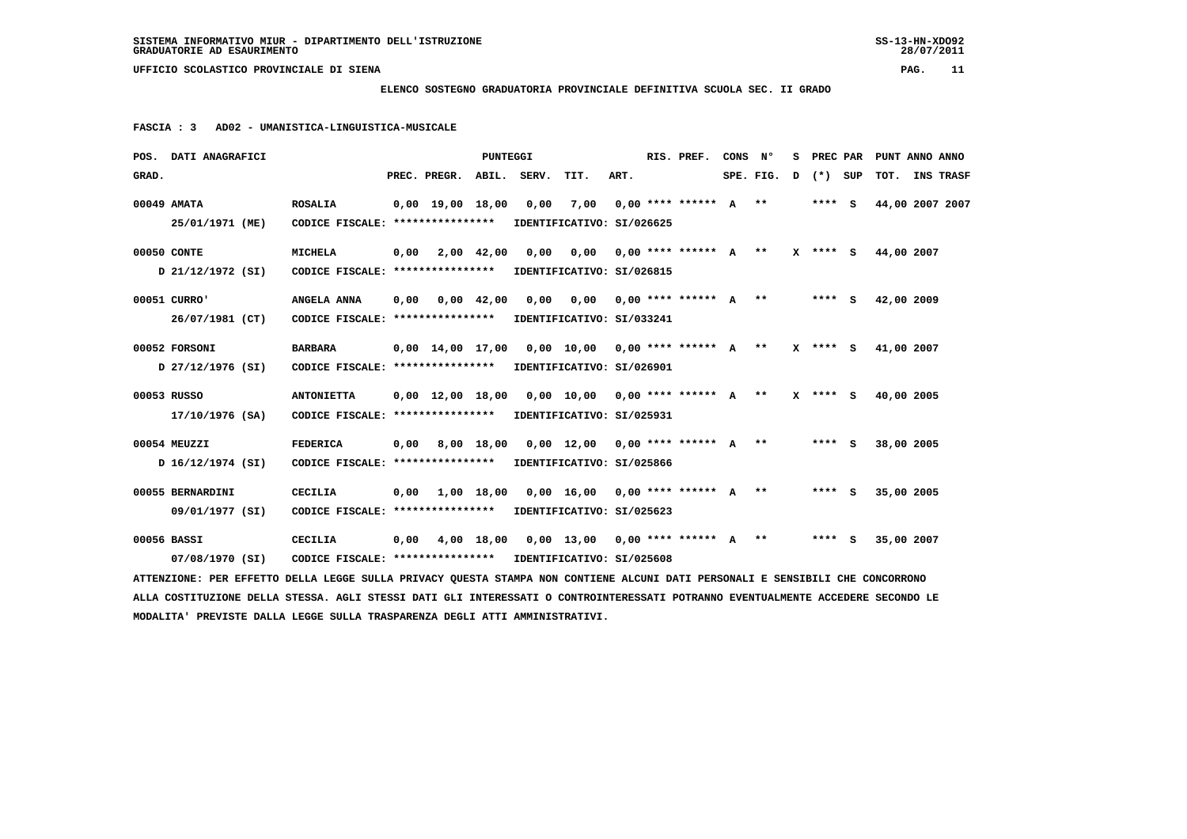SISTEMA INFORMATIVO MIUR - DIPARTIMENTO DELL'ISTRUZIONE
GRADUATORIE AD ESAURIMENTO

UFFICIO SCOLASTICO PROVINCIALE DI SIENA

**ELENCO SOSTEGNO GRADUATORIA PROVINCIALE DEFINITIVA SCUOLA SEC. II GRADO**

**FASCIA : 3 AD02 - UMANISTICA-LINGUISTICA-MUSICALE**

| POS. GRAD. | DATI ANAGRAFICI | | PREC. | PREGR. | ABIL. | SERV. | TIT. | ART. | RIS. PREF. | CONS SPE. | N° FIG. | S D | PREC (*) | PAR SUP | PUNT TOT. | ANNO INS | ANNO TRASF |
|---|---|---|---|---|---|---|---|---|---|---|---|---|---|---|---|---|---|
| 00049 | AMATA 25/01/1971 (ME) | ROSALIA CODICE FISCALE: **************** | 0,00 | 19,00 | 18,00 | 0,00 | 7,00 | 0,00 | **** ****** | A | ** | | **** | S | 44,00 | 2007 | 2007 |
| | | IDENTIFICATIVO: SI/026625 | | | | | | | | | | | | | | | |
| 00050 | CONTE D 21/12/1972 (SI) | MICHELA CODICE FISCALE: **************** | 0,00 | 2,00 | 42,00 | 0,00 | 0,00 | 0,00 | **** ****** | A | ** | X | **** | S | 44,00 | 2007 | |
| | | IDENTIFICATIVO: SI/026815 | | | | | | | | | | | | | | | |
| 00051 | CURRO' 26/07/1981 (CT) | ANGELA ANNA CODICE FISCALE: **************** | 0,00 | 0,00 | 42,00 | 0,00 | 0,00 | 0,00 | **** ****** | A | ** | | **** | S | 42,00 | 2009 | |
| | | IDENTIFICATIVO: SI/033241 | | | | | | | | | | | | | | | |
| 00052 | FORSONI D 27/12/1976 (SI) | BARBARA CODICE FISCALE: **************** | 0,00 | 14,00 | 17,00 | 0,00 | 10,00 | 0,00 | **** ****** | A | ** | X | **** | S | 41,00 | 2007 | |
| | | IDENTIFICATIVO: SI/026901 | | | | | | | | | | | | | | | |
| 00053 | RUSSO 17/10/1976 (SA) | ANTONIETTA CODICE FISCALE: **************** | 0,00 | 12,00 | 18,00 | 0,00 | 10,00 | 0,00 | **** ****** | A | ** | X | **** | S | 40,00 | 2005 | |
| | | IDENTIFICATIVO: SI/025931 | | | | | | | | | | | | | | | |
| 00054 | MEUZZI D 16/12/1974 (SI) | FEDERICA CODICE FISCALE: **************** | 0,00 | 8,00 | 18,00 | 0,00 | 12,00 | 0,00 | **** ****** | A | ** | | **** | S | 38,00 | 2005 | |
| | | IDENTIFICATIVO: SI/025866 | | | | | | | | | | | | | | | |
| 00055 | BERNARDINI 09/01/1977 (SI) | CECILIA CODICE FISCALE: **************** | 0,00 | 1,00 | 18,00 | 0,00 | 16,00 | 0,00 | **** ****** | A | ** | | **** | S | 35,00 | 2005 | |
| | | IDENTIFICATIVO: SI/025623 | | | | | | | | | | | | | | | |
| 00056 | BASSI 07/08/1970 (SI) | CECILIA CODICE FISCALE: **************** | 0,00 | 4,00 | 18,00 | 0,00 | 13,00 | 0,00 | **** ****** | A | ** | | **** | S | 35,00 | 2007 | |
| | | IDENTIFICATIVO: SI/025608 | | | | | | | | | | | | | | | |

ATTENZIONE: PER EFFETTO DELLA LEGGE SULLA PRIVACY QUESTA STAMPA NON CONTIENE ALCUNI DATI PERSONALI E SENSIBILI CHE CONCORRONO ALLA COSTITUZIONE DELLA STESSA. AGLI STESSI DATI GLI INTERESSATI O CONTROINTERESSATI POTRANNO EVENTUALMENTE ACCEDERE SECONDO LE MODALITA' PREVISTE DALLA LEGGE SULLA TRASPARENZA DEGLI ATTI AMMINISTRATIVI.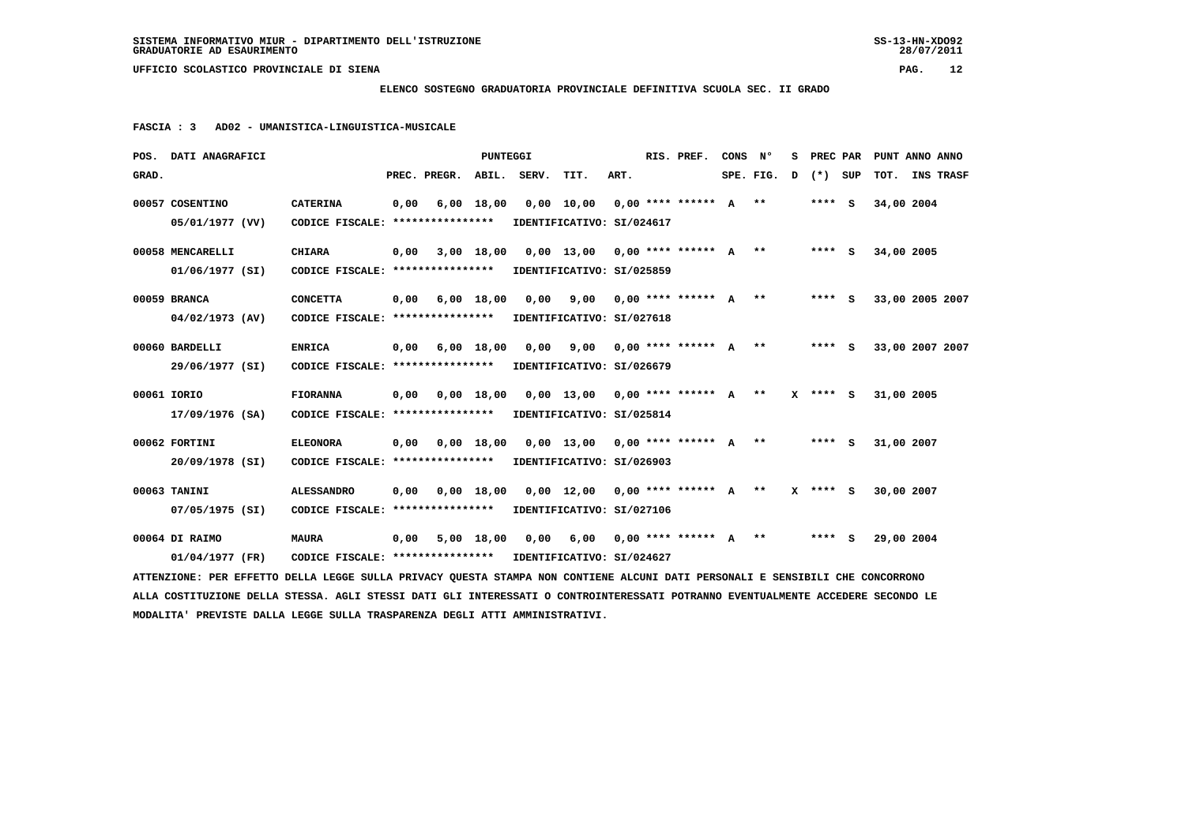SISTEMA INFORMATIVO MIUR - DIPARTIMENTO DELL'ISTRUZIONE
GRADUATORIE AD ESAURIMENTO

UFFICIO SCOLASTICO PROVINCIALE DI SIENA

**ELENCO SOSTEGNO GRADUATORIA PROVINCIALE DEFINITIVA SCUOLA SEC. II GRADO**

**FASCIA : 3 AD02 - UMANISTICA-LINGUISTICA-MUSICALE**

| POS. GRAD. | DATI ANAGRAFICI | | PREC. | PREGR. | ABIL. | SERV. | TIT. | ART. | RIS. PREF. | CONS SPE. | N° FIG. | S D | PREC (*) | PAR SUP | PUNT TOT. | ANNO INS | ANNO TRASF |
|---|---|---|---|---|---|---|---|---|---|---|---|---|---|---|---|---|---|
| 00057 | COSENTINO 05/01/1977 (VV) | CATERINA CODICE FISCALE: **************** | 0,00 | 6,00 | 18,00 | 0,00 | 10,00 | 0,00 | **** ****** | A | ** | | **** | S | 34,00 | 2004 | |
| | | IDENTIFICATIVO: SI/024617 | | | | | | | | | | | | | | | |
| 00058 | MENCARELLI 01/06/1977 (SI) | CHIARA CODICE FISCALE: **************** | 0,00 | 3,00 | 18,00 | 0,00 | 13,00 | 0,00 | **** ****** | A | ** | | **** | S | 34,00 | 2005 | |
| | | IDENTIFICATIVO: SI/025859 | | | | | | | | | | | | | | | |
| 00059 | BRANCA 04/02/1973 (AV) | CONCETTA CODICE FISCALE: **************** | 0,00 | 6,00 | 18,00 | 0,00 | 9,00 | 0,00 | **** ****** | A | ** | | **** | S | 33,00 | 2005 | 2007 |
| | | IDENTIFICATIVO: SI/027618 | | | | | | | | | | | | | | | |
| 00060 | BARDELLI 29/06/1977 (SI) | ENRICA CODICE FISCALE: **************** | 0,00 | 6,00 | 18,00 | 0,00 | 9,00 | 0,00 | **** ****** | A | ** | | **** | S | 33,00 | 2007 | 2007 |
| | | IDENTIFICATIVO: SI/026679 | | | | | | | | | | | | | | | |
| 00061 | IORIO 17/09/1976 (SA) | FIORANNA CODICE FISCALE: **************** | 0,00 | 0,00 | 18,00 | 0,00 | 13,00 | 0,00 | **** ****** | A | ** | X | **** | S | 31,00 | 2005 | |
| | | IDENTIFICATIVO: SI/025814 | | | | | | | | | | | | | | | |
| 00062 | FORTINI 20/09/1978 (SI) | ELEONORA CODICE FISCALE: **************** | 0,00 | 0,00 | 18,00 | 0,00 | 13,00 | 0,00 | **** ****** | A | ** | | **** | S | 31,00 | 2007 | |
| | | IDENTIFICATIVO: SI/026903 | | | | | | | | | | | | | | | |
| 00063 | TANINI 07/05/1975 (SI) | ALESSANDRO CODICE FISCALE: **************** | 0,00 | 0,00 | 18,00 | 0,00 | 12,00 | 0,00 | **** ****** | A | ** | X | **** | S | 30,00 | 2007 | |
| | | IDENTIFICATIVO: SI/027106 | | | | | | | | | | | | | | | |
| 00064 | DI RAIMO 01/04/1977 (FR) | MAURA CODICE FISCALE: **************** | 0,00 | 5,00 | 18,00 | 0,00 | 6,00 | 0,00 | **** ****** | A | ** | | **** | S | 29,00 | 2004 | |
| | | IDENTIFICATIVO: SI/024627 | | | | | | | | | | | | | | | |

ATTENZIONE: PER EFFETTO DELLA LEGGE SULLA PRIVACY QUESTA STAMPA NON CONTIENE ALCUNI DATI PERSONALI E SENSIBILI CHE CONCORRONO ALLA COSTITUZIONE DELLA STESSA. AGLI STESSI DATI GLI INTERESSATI O CONTROINTERESSATI POTRANNO EVENTUALMENTE ACCEDERE SECONDO LE MODALITA' PREVISTE DALLA LEGGE SULLA TRASPARENZA DEGLI ATTI AMMINISTRATIVI.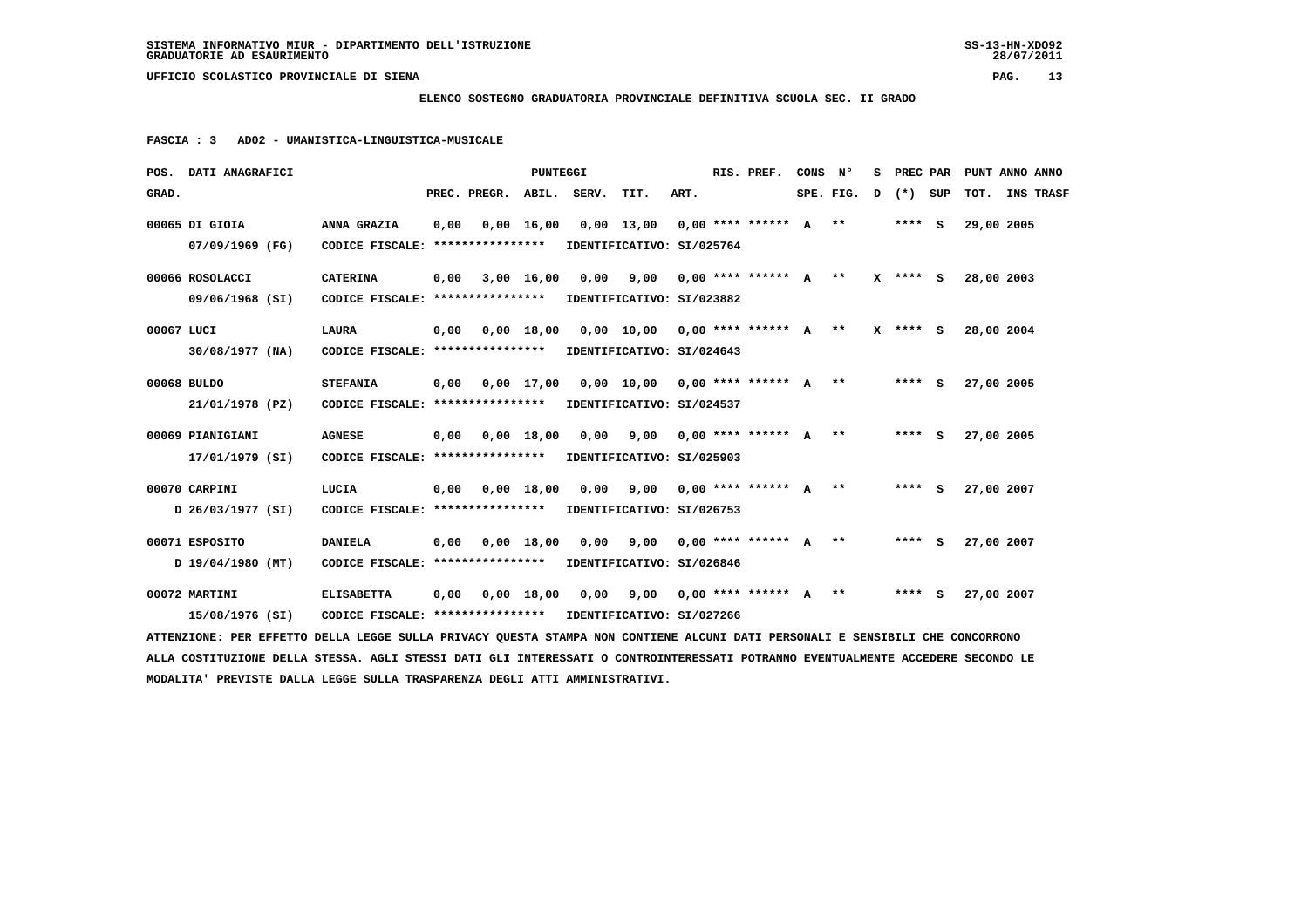SISTEMA INFORMATIVO MIUR - DIPARTIMENTO DELL'ISTRUZIONE
GRADUATORIE AD ESAURIMENTO

UFFICIO SCOLASTICO PROVINCIALE DI SIENA

**ELENCO SOSTEGNO GRADUATORIA PROVINCIALE DEFINITIVA SCUOLA SEC. II GRADO**

**FASCIA : 3   AD02 - UMANISTICA-LINGUISTICA-MUSICALE**

| POS. GRAD. | DATI ANAGRAFICI | | PREC. | PREGR. | ABIL. | SERV. | TIT. | ART. | RIS. PREF. | CONS SPE. | N° FIG. | S D | PREC PAR (*) | SUP | PUNT TOT. | ANNO INS | ANNO TRASF |
|---|---|---|---|---|---|---|---|---|---|---|---|---|---|---|---|---|---|
| 00065 | DI GIOIA 07/09/1969 (FG) | ANNA GRAZIA CODICE FISCALE: **************** IDENTIFICATIVO: SI/025764 | 0,00 | 0,00 | 16,00 | 0,00 | 13,00 | 0,00 | **** ****** | A | ** | | **** | S | 29,00 | 2005 | |
| 00066 | ROSOLACCI 09/06/1968 (SI) | CATERINA CODICE FISCALE: **************** IDENTIFICATIVO: SI/023882 | 0,00 | 3,00 | 16,00 | 0,00 | 9,00 | 0,00 | **** ****** | A | ** | X | **** | S | 28,00 | 2003 | |
| 00067 | LUCI 30/08/1977 (NA) | LAURA CODICE FISCALE: **************** IDENTIFICATIVO: SI/024643 | 0,00 | 0,00 | 18,00 | 0,00 | 10,00 | 0,00 | **** ****** | A | ** | X | **** | S | 28,00 | 2004 | |
| 00068 | BULDO 21/01/1978 (PZ) | STEFANIA CODICE FISCALE: **************** IDENTIFICATIVO: SI/024537 | 0,00 | 0,00 | 17,00 | 0,00 | 10,00 | 0,00 | **** ****** | A | ** | | **** | S | 27,00 | 2005 | |
| 00069 | PIANIGIANI 17/01/1979 (SI) | AGNESE CODICE FISCALE: **************** IDENTIFICATIVO: SI/025903 | 0,00 | 0,00 | 18,00 | 0,00 | 9,00 | 0,00 | **** ****** | A | ** | | **** | S | 27,00 | 2005 | |
| 00070 | CARPINI D 26/03/1977 (SI) | LUCIA CODICE FISCALE: **************** IDENTIFICATIVO: SI/026753 | 0,00 | 0,00 | 18,00 | 0,00 | 9,00 | 0,00 | **** ****** | A | ** | | **** | S | 27,00 | 2007 | |
| 00071 | ESPOSITO D 19/04/1980 (MT) | DANIELA CODICE FISCALE: **************** IDENTIFICATIVO: SI/026846 | 0,00 | 0,00 | 18,00 | 0,00 | 9,00 | 0,00 | **** ****** | A | ** | | **** | S | 27,00 | 2007 | |
| 00072 | MARTINI 15/08/1976 (SI) | ELISABETTA CODICE FISCALE: **************** IDENTIFICATIVO: SI/027266 | 0,00 | 0,00 | 18,00 | 0,00 | 9,00 | 0,00 | **** ****** | A | ** | | **** | S | 27,00 | 2007 | |

ATTENZIONE: PER EFFETTO DELLA LEGGE SULLA PRIVACY QUESTA STAMPA NON CONTIENE ALCUNI DATI PERSONALI E SENSIBILI CHE CONCORRONO ALLA COSTITUZIONE DELLA STESSA. AGLI STESSI DATI GLI INTERESSATI O CONTROINTERESSATI POTRANNO EVENTUALMENTE ACCEDERE SECONDO LE MODALITA' PREVISTE DALLA LEGGE SULLA TRASPARENZA DEGLI ATTI AMMINISTRATIVI.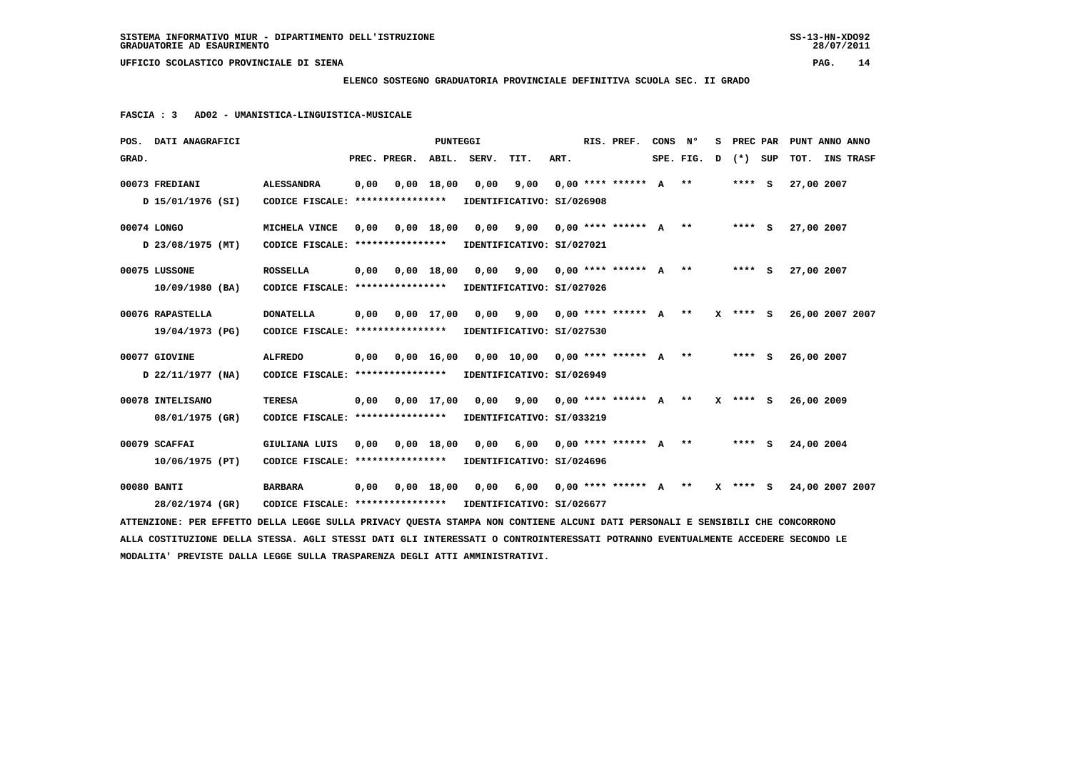SISTEMA INFORMATIVO MIUR - DIPARTIMENTO DELL'ISTRUZIONE
GRADUATORIE AD ESAURIMENTO

UFFICIO SCOLASTICO PROVINCIALE DI SIENA

**ELENCO SOSTEGNO GRADUATORIA PROVINCIALE DEFINITIVA SCUOLA SEC. II GRADO**

**FASCIA : 3 AD02 - UMANISTICA-LINGUISTICA-MUSICALE**

| POS. GRAD. | DATI ANAGRAFICI | | PREC. | PREGR. | ABIL. | SERV. | TIT. | ART. | RIS. PREF. | CONS SPE. | N° FIG. | S D | PREC (*) | PAR SUP | PUNT TOT. | ANNO | ANNO INS TRASF |
|---|---|---|---|---|---|---|---|---|---|---|---|---|---|---|---|---|---|
| 00073 | FREDIANI | ALESSANDRA | 0,00 | 0,00 | 18,00 | 0,00 | 9,00 | 0,00 | **** ****** | A | ** | | **** | S | 27,00 | 2007 | |
| | D 15/01/1976 (SI) | CODICE FISCALE: **************** | IDENTIFICATIVO: SI/026908 | | | | | | | | | | | | | | |
| 00074 | LONGO | MICHELA VINCE | 0,00 | 0,00 | 18,00 | 0,00 | 9,00 | 0,00 | **** ****** | A | ** | | **** | S | 27,00 | 2007 | |
| | D 23/08/1975 (MT) | CODICE FISCALE: **************** | IDENTIFICATIVO: SI/027021 | | | | | | | | | | | | | | |
| 00075 | LUSSONE | ROSSELLA | 0,00 | 0,00 | 18,00 | 0,00 | 9,00 | 0,00 | **** ****** | A | ** | | **** | S | 27,00 | 2007 | |
| | 10/09/1980 (BA) | CODICE FISCALE: **************** | IDENTIFICATIVO: SI/027026 | | | | | | | | | | | | | | |
| 00076 | RAPASTELLA | DONATELLA | 0,00 | 0,00 | 17,00 | 0,00 | 9,00 | 0,00 | **** ****** | A | ** | X | **** | S | 26,00 | 2007 | 2007 |
| | 19/04/1973 (PG) | CODICE FISCALE: **************** | IDENTIFICATIVO: SI/027530 | | | | | | | | | | | | | | |
| 00077 | GIOVINE | ALFREDO | 0,00 | 0,00 | 16,00 | 0,00 | 10,00 | 0,00 | **** ****** | A | ** | | **** | S | 26,00 | 2007 | |
| | D 22/11/1977 (NA) | CODICE FISCALE: **************** | IDENTIFICATIVO: SI/026949 | | | | | | | | | | | | | | |
| 00078 | INTELISANO | TERESA | 0,00 | 0,00 | 17,00 | 0,00 | 9,00 | 0,00 | **** ****** | A | ** | X | **** | S | 26,00 | 2009 | |
| | 08/01/1975 (GR) | CODICE FISCALE: **************** | IDENTIFICATIVO: SI/033219 | | | | | | | | | | | | | | |
| 00079 | SCAFFAI | GIULIANA LUIS | 0,00 | 0,00 | 18,00 | 0,00 | 6,00 | 0,00 | **** ****** | A | ** | | **** | S | 24,00 | 2004 | |
| | 10/06/1975 (PT) | CODICE FISCALE: **************** | IDENTIFICATIVO: SI/024696 | | | | | | | | | | | | | | |
| 00080 | BANTI | BARBARA | 0,00 | 0,00 | 18,00 | 0,00 | 6,00 | 0,00 | **** ****** | A | ** | X | **** | S | 24,00 | 2007 | 2007 |
| | 28/02/1974 (GR) | CODICE FISCALE: **************** | IDENTIFICATIVO: SI/026677 | | | | | | | | | | | | | | |

ATTENZIONE: PER EFFETTO DELLA LEGGE SULLA PRIVACY QUESTA STAMPA NON CONTIENE ALCUNI DATI PERSONALI E SENSIBILI CHE CONCORRONO ALLA COSTITUZIONE DELLA STESSA. AGLI STESSI DATI GLI INTERESSATI O CONTROINTERESSATI POTRANNO EVENTUALMENTE ACCEDERE SECONDO LE MODALITA' PREVISTE DALLA LEGGE SULLA TRASPARENZA DEGLI ATTI AMMINISTRATIVI.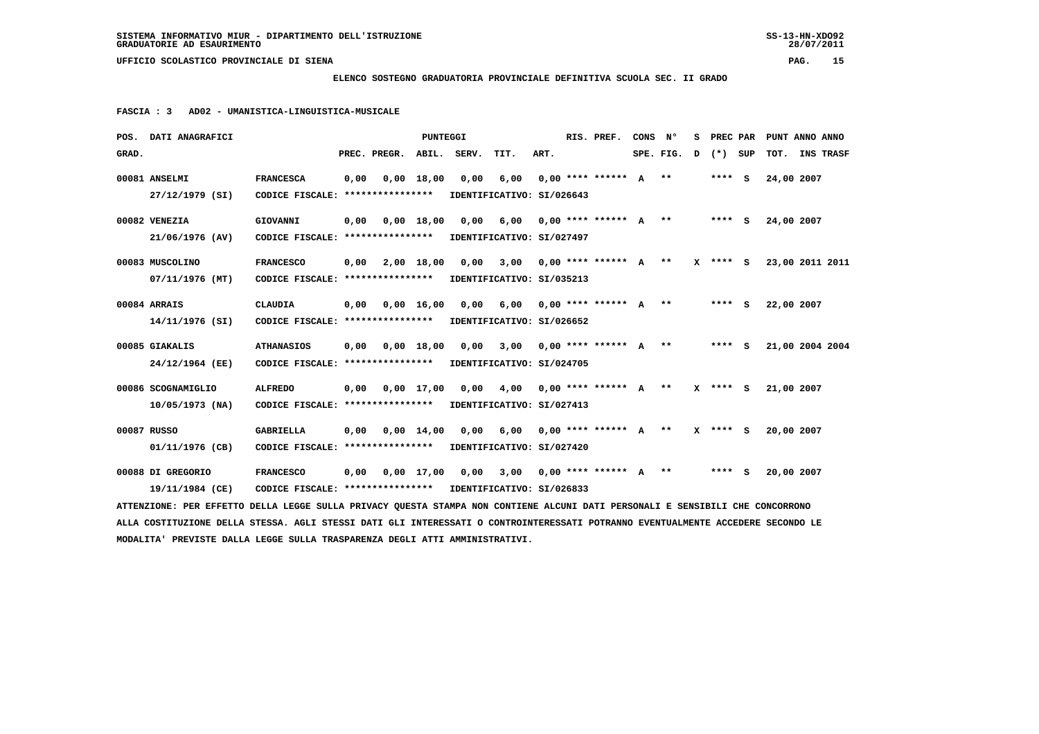**SISTEMA INFORMATIVO MIUR - DIPARTIMENTO DELL'ISTRUZIONE** SS-13-HN-XDO92
**GRADUATORIE AD ESAURIMENTO** 28/07/2011

**UFFICIO SCOLASTICO PROVINCIALE DI SIENA** PAG. 15

**ELENCO SOSTEGNO GRADUATORIA PROVINCIALE DEFINITIVA SCUOLA SEC. II GRADO**

**FASCIA : 3 AD02 - UMANISTICA-LINGUISTICA-MUSICALE**

| POS. GRAD. | DATI ANAGRAFICI | | PREC. | PREGR. | ABIL. | SERV. | TIT. | ART. | RIS. PREF. | CONS SPE. | N° FIG. | S D | PREC (*) | PAR SUP | PUNT TOT. | ANNO INS | ANNO TRASF |
|---|---|---|---|---|---|---|---|---|---|---|---|---|---|---|---|---|---|
| 00081 | ANSELMI 27/12/1979 (SI) | FRANCESCA CODICE FISCALE: **************** | 0,00 | 0,00 | 18,00 | 0,00 | 6,00 | 0,00 | **** ****** | A | ** | | **** | S | 24,00 | 2007 | |
| | IDENTIFICATIVO: SI/026643 | | | | | | | | | | | | | | | | |
| 00082 | VENEZIA 21/06/1976 (AV) | GIOVANNI CODICE FISCALE: **************** | 0,00 | 0,00 | 18,00 | 0,00 | 6,00 | 0,00 | **** ****** | A | ** | | **** | S | 24,00 | 2007 | |
| | IDENTIFICATIVO: SI/027497 | | | | | | | | | | | | | | | | |
| 00083 | MUSCOLINO 07/11/1976 (MT) | FRANCESCO CODICE FISCALE: **************** | 0,00 | 2,00 | 18,00 | 0,00 | 3,00 | 0,00 | **** ****** | A | ** | X | **** | S | 23,00 | 2011 | 2011 |
| | IDENTIFICATIVO: SI/035213 | | | | | | | | | | | | | | | | |
| 00084 | ARRAIS 14/11/1976 (SI) | CLAUDIA CODICE FISCALE: **************** | 0,00 | 0,00 | 16,00 | 0,00 | 6,00 | 0,00 | **** ****** | A | ** | | **** | S | 22,00 | 2007 | |
| | IDENTIFICATIVO: SI/026652 | | | | | | | | | | | | | | | | |
| 00085 | GIAKALIS 24/12/1964 (EE) | ATHANASIOS CODICE FISCALE: **************** | 0,00 | 0,00 | 18,00 | 0,00 | 3,00 | 0,00 | **** ****** | A | ** | | **** | S | 21,00 | 2004 | 2004 |
| | IDENTIFICATIVO: SI/024705 | | | | | | | | | | | | | | | | |
| 00086 | SCOGNAMIGLIO 10/05/1973 (NA) | ALFREDO CODICE FISCALE: **************** | 0,00 | 0,00 | 17,00 | 0,00 | 4,00 | 0,00 | **** ****** | A | ** | X | **** | S | 21,00 | 2007 | |
| | IDENTIFICATIVO: SI/027413 | | | | | | | | | | | | | | | | |
| 00087 | RUSSO 01/11/1976 (CB) | GABRIELLA CODICE FISCALE: **************** | 0,00 | 0,00 | 14,00 | 0,00 | 6,00 | 0,00 | **** ****** | A | ** | X | **** | S | 20,00 | 2007 | |
| | IDENTIFICATIVO: SI/027420 | | | | | | | | | | | | | | | | |
| 00088 | DI GREGORIO 19/11/1984 (CE) | FRANCESCO CODICE FISCALE: **************** | 0,00 | 0,00 | 17,00 | 0,00 | 3,00 | 0,00 | **** ****** | A | ** | | **** | S | 20,00 | 2007 | |
| | IDENTIFICATIVO: SI/026833 | | | | | | | | | | | | | | | | |

ATTENZIONE: PER EFFETTO DELLA LEGGE SULLA PRIVACY QUESTA STAMPA NON CONTIENE ALCUNI DATI PERSONALI E SENSIBILI CHE CONCORRONO ALLA COSTITUZIONE DELLA STESSA. AGLI STESSI DATI GLI INTERESSATI O CONTROINTERESSATI POTRANNO EVENTUALMENTE ACCEDERE SECONDO LE MODALITA' PREVISTE DALLA LEGGE SULLA TRASPARENZA DEGLI ATTI AMMINISTRATIVI.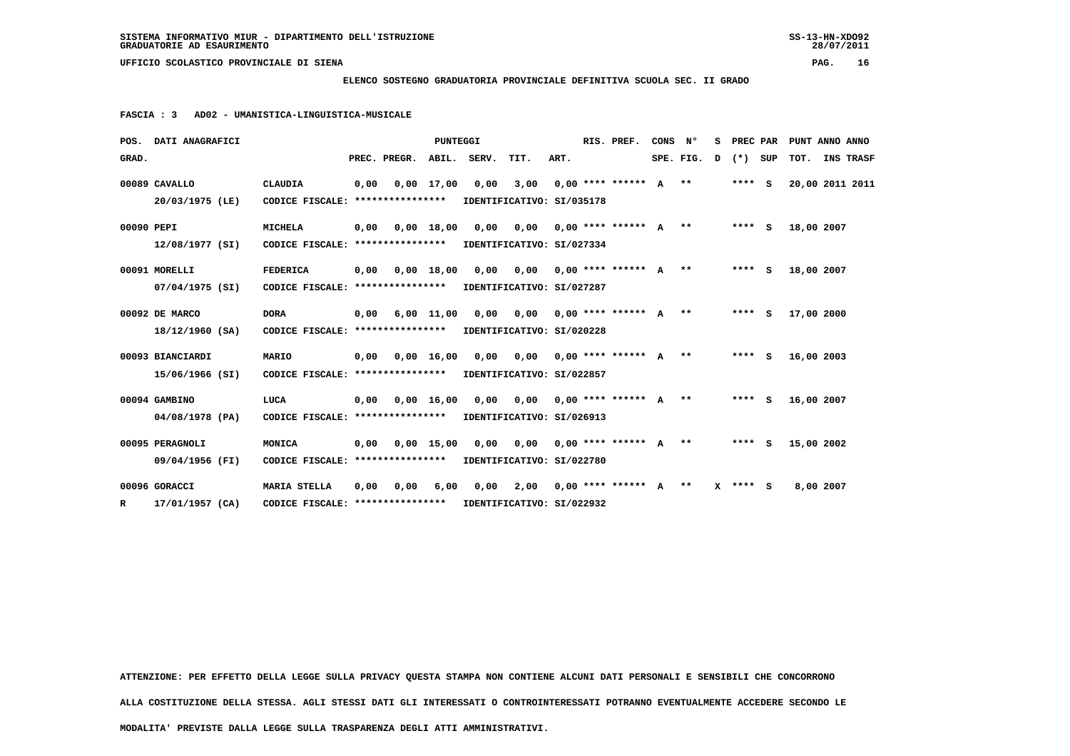**SISTEMA INFORMATIVO MIUR - DIPARTIMENTO DELL'ISTRUZIONE**
**GRADUATORIE AD ESAURIMENTO**

**UFFICIO SCOLASTICO PROVINCIALE DI SIENA**

**ELENCO SOSTEGNO GRADUATORIA PROVINCIALE DEFINITIVA SCUOLA SEC. II GRADO**

**FASCIA : 3 AD02 - UMANISTICA-LINGUISTICA-MUSICALE**

| POS. GRAD. | DATI ANAGRAFICI | | PREC. | PREGR. | ABIL. | SERV. | TIT. | ART. | RIS. PREF. | CONS SPE. | N° FIG. | S D | PREC PAR (*) | SUP | PUNT TOT. | ANNO | ANNO INS TRASF |
|---|---|---|---|---|---|---|---|---|---|---|---|---|---|---|---|---|---|
| 00089 | CAVALLO 20/03/1975 (LE) | CLAUDIA CODICE FISCALE: **************** IDENTIFICATIVO: SI/035178 | 0,00 | 0,00 | 17,00 | 0,00 | 3,00 | 0,00 | **** ****** | A | ** | | **** | S | 20,00 | 2011 | 2011 |
| 00090 | PEPI 12/08/1977 (SI) | MICHELA CODICE FISCALE: **************** IDENTIFICATIVO: SI/027334 | 0,00 | 0,00 | 18,00 | 0,00 | 0,00 | 0,00 | **** ****** | A | ** | | **** | S | 18,00 | 2007 | |
| 00091 | MORELLI 07/04/1975 (SI) | FEDERICA CODICE FISCALE: **************** IDENTIFICATIVO: SI/027287 | 0,00 | 0,00 | 18,00 | 0,00 | 0,00 | 0,00 | **** ****** | A | ** | | **** | S | 18,00 | 2007 | |
| 00092 | DE MARCO 18/12/1960 (SA) | DORA CODICE FISCALE: **************** IDENTIFICATIVO: SI/020228 | 0,00 | 6,00 | 11,00 | 0,00 | 0,00 | 0,00 | **** ****** | A | ** | | **** | S | 17,00 | 2000 | |
| 00093 | BIANCIARDI 15/06/1966 (SI) | MARIO CODICE FISCALE: **************** IDENTIFICATIVO: SI/022857 | 0,00 | 0,00 | 16,00 | 0,00 | 0,00 | 0,00 | **** ****** | A | ** | | **** | S | 16,00 | 2003 | |
| 00094 | GAMBINO 04/08/1978 (PA) | LUCA CODICE FISCALE: **************** IDENTIFICATIVO: SI/026913 | 0,00 | 0,00 | 16,00 | 0,00 | 0,00 | 0,00 | **** ****** | A | ** | | **** | S | 16,00 | 2007 | |
| 00095 | PERAGNOLI 09/04/1956 (FI) | MONICA CODICE FISCALE: **************** IDENTIFICATIVO: SI/022780 | 0,00 | 0,00 | 15,00 | 0,00 | 0,00 | 0,00 | **** ****** | A | ** | | **** | S | 15,00 | 2002 | |
| 00096 R | GORACCI 17/01/1957 (CA) | MARIA STELLA CODICE FISCALE: **************** IDENTIFICATIVO: SI/022932 | 0,00 | 0,00 | 6,00 | 0,00 | 2,00 | 0,00 | **** ****** | A | ** | X | **** | S | 8,00 | 2007 | |

ATTENZIONE: PER EFFETTO DELLA LEGGE SULLA PRIVACY QUESTA STAMPA NON CONTIENE ALCUNI DATI PERSONALI E SENSIBILI CHE CONCORRONO ALLA COSTITUZIONE DELLA STESSA. AGLI STESSI DATI GLI INTERESSATI O CONTROINTERESSATI POTRANNO EVENTUALMENTE ACCEDERE SECONDO LE MODALITA' PREVISTE DALLA LEGGE SULLA TRASPARENZA DEGLI ATTI AMMINISTRATIVI.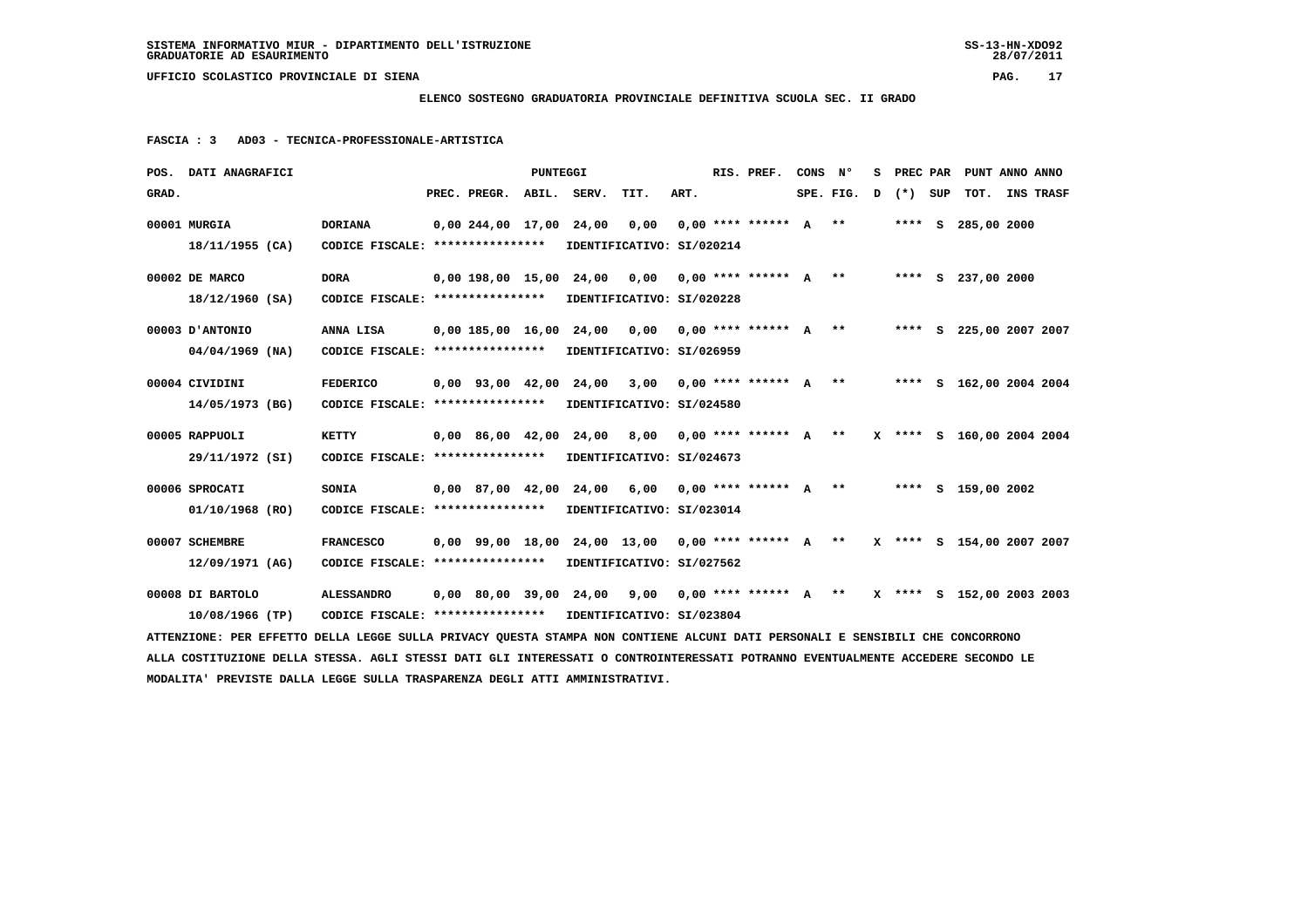SISTEMA INFORMATIVO MIUR - DIPARTIMENTO DELL'ISTRUZIONE
GRADUATORIE AD ESAURIMENTO

UFFICIO SCOLASTICO PROVINCIALE DI SIENA

**ELENCO SOSTEGNO GRADUATORIA PROVINCIALE DEFINITIVA SCUOLA SEC. II GRADO**

**FASCIA : 3 AD03 - TECNICA-PROFESSIONALE-ARTISTICA**

| POS. GRAD. | DATI ANAGRAFICI | | PREC. | PREGR. | ABIL. | SERV. | TIT. | ART. | RIS. PREF. | CONS SPE. | N° FIG. | S D | PREC (*) | PAR SUP | PUNT TOT. | ANNO INS | ANNO TRASF |
|---|---|---|---|---|---|---|---|---|---|---|---|---|---|---|---|---|---|
| 00001 | MURGIA 18/11/1955 (CA) | DORIANA CODICE FISCALE: **************** IDENTIFICATIVO: SI/020214 | 0,00 | 244,00 | 17,00 | 24,00 | 0,00 | 0,00 | **** ****** | A | ** | | **** | S | 285,00 | 2000 | |
| 00002 | DE MARCO 18/12/1960 (SA) | DORA CODICE FISCALE: **************** IDENTIFICATIVO: SI/020228 | 0,00 | 198,00 | 15,00 | 24,00 | 0,00 | 0,00 | **** ****** | A | ** | | **** | S | 237,00 | 2000 | |
| 00003 | D'ANTONIO 04/04/1969 (NA) | ANNA LISA CODICE FISCALE: **************** IDENTIFICATIVO: SI/026959 | 0,00 | 185,00 | 16,00 | 24,00 | 0,00 | 0,00 | **** ****** | A | ** | | **** | S | 225,00 | 2007 | 2007 |
| 00004 | CIVIDINI 14/05/1973 (BG) | FEDERICO CODICE FISCALE: **************** IDENTIFICATIVO: SI/024580 | 0,00 | 93,00 | 42,00 | 24,00 | 3,00 | 0,00 | **** ****** | A | ** | | **** | S | 162,00 | 2004 | 2004 |
| 00005 | RAPPUOLI 29/11/1972 (SI) | KETTY CODICE FISCALE: **************** IDENTIFICATIVO: SI/024673 | 0,00 | 86,00 | 42,00 | 24,00 | 8,00 | 0,00 | **** ****** | A | ** | X | **** | S | 160,00 | 2004 | 2004 |
| 00006 | SPROCATI 01/10/1968 (RO) | SONIA CODICE FISCALE: **************** IDENTIFICATIVO: SI/023014 | 0,00 | 87,00 | 42,00 | 24,00 | 6,00 | 0,00 | **** ****** | A | ** | | **** | S | 159,00 | 2002 | |
| 00007 | SCHEMBRE 12/09/1971 (AG) | FRANCESCO CODICE FISCALE: **************** IDENTIFICATIVO: SI/027562 | 0,00 | 99,00 | 18,00 | 24,00 | 13,00 | 0,00 | **** ****** | A | ** | X | **** | S | 154,00 | 2007 | 2007 |
| 00008 | DI BARTOLO 10/08/1966 (TP) | ALESSANDRO CODICE FISCALE: **************** IDENTIFICATIVO: SI/023804 | 0,00 | 80,00 | 39,00 | 24,00 | 9,00 | 0,00 | **** ****** | A | ** | X | **** | S | 152,00 | 2003 | 2003 |

ATTENZIONE: PER EFFETTO DELLA LEGGE SULLA PRIVACY QUESTA STAMPA NON CONTIENE ALCUNI DATI PERSONALI E SENSIBILI CHE CONCORRONO ALLA COSTITUZIONE DELLA STESSA. AGLI STESSI DATI GLI INTERESSATI O CONTROINTERESSATI POTRANNO EVENTUALMENTE ACCEDERE SECONDO LE MODALITA' PREVISTE DALLA LEGGE SULLA TRASPARENZA DEGLI ATTI AMMINISTRATIVI.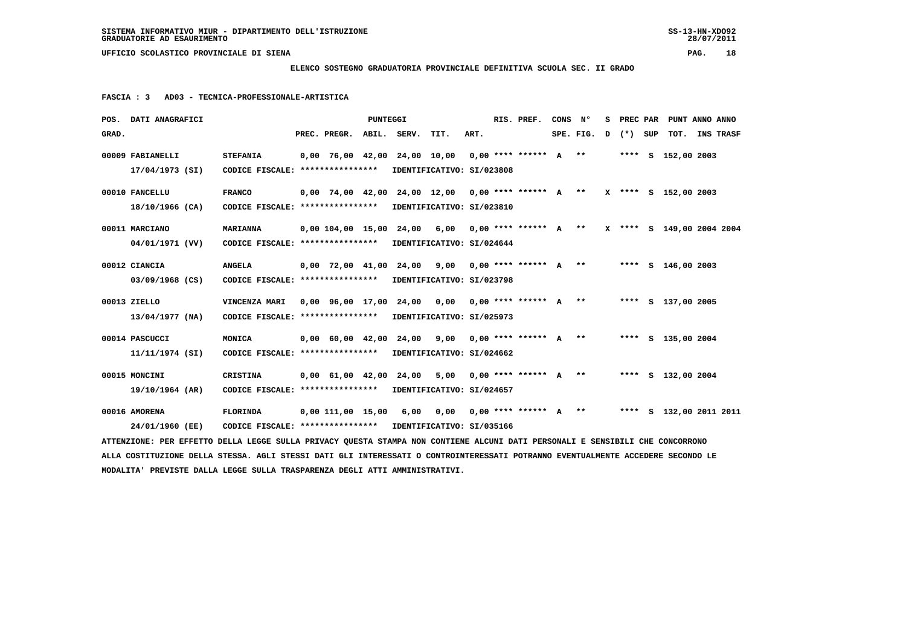## ELENCO SOSTEGNO GRADUATORIA PROVINCIALE DEFINITIVA SCUOLA SEC. II GRADO

**FASCIA : 3 AD03 - TECNICA-PROFESSIONALE-ARTISTICA**

| POS. GRAD. | DATI ANAGRAFICI | | PREC. | PREGR. | ABIL. | SERV. | TIT. | ART. | RIS. PREF. | CONS SPE. | N° FIG. | S D | PREC (*) | PAR SUP | TOT. | ANNO INS | ANNO TRASF |
|---|---|---|---|---|---|---|---|---|---|---|---|---|---|---|---|---|---|
| 00009 | FABIANELLI 17/04/1973 (SI) | STEFANIA CODICE FISCALE: **************** IDENTIFICATIVO: SI/023808 | 0,00 | 76,00 | 42,00 | 24,00 | 10,00 | 0,00 | **** ****** | A | ** | | **** | S | 152,00 | 2003 | |
| 00010 | FANCELLU 18/10/1966 (CA) | FRANCO CODICE FISCALE: **************** IDENTIFICATIVO: SI/023810 | 0,00 | 74,00 | 42,00 | 24,00 | 12,00 | 0,00 | **** ****** | A | ** | X | **** | S | 152,00 | 2003 | |
| 00011 | MARCIANO 04/01/1971 (VV) | MARIANNA CODICE FISCALE: **************** IDENTIFICATIVO: SI/024644 | 0,00 | 104,00 | 15,00 | 24,00 | 6,00 | 0,00 | **** ****** | A | ** | X | **** | S | 149,00 | 2004 | 2004 |
| 00012 | CIANCIA 03/09/1968 (CS) | ANGELA CODICE FISCALE: **************** IDENTIFICATIVO: SI/023798 | 0,00 | 72,00 | 41,00 | 24,00 | 9,00 | 0,00 | **** ****** | A | ** | | **** | S | 146,00 | 2003 | |
| 00013 | ZIELLO 13/04/1977 (NA) | VINCENZA MARI CODICE FISCALE: **************** IDENTIFICATIVO: SI/025973 | 0,00 | 96,00 | 17,00 | 24,00 | 0,00 | 0,00 | **** ****** | A | ** | | **** | S | 137,00 | 2005 | |
| 00014 | PASCUCCI 11/11/1974 (SI) | MONICA CODICE FISCALE: **************** IDENTIFICATIVO: SI/024662 | 0,00 | 60,00 | 42,00 | 24,00 | 9,00 | 0,00 | **** ****** | A | ** | | **** | S | 135,00 | 2004 | |
| 00015 | MONCINI 19/10/1964 (AR) | CRISTINA CODICE FISCALE: **************** IDENTIFICATIVO: SI/024657 | 0,00 | 61,00 | 42,00 | 24,00 | 5,00 | 0,00 | **** ****** | A | ** | | **** | S | 132,00 | 2004 | |
| 00016 | AMORENA 24/01/1960 (EE) | FLORINDA CODICE FISCALE: **************** IDENTIFICATIVO: SI/035166 | 0,00 | 111,00 | 15,00 | 6,00 | 0,00 | 0,00 | **** ****** | A | ** | | **** | S | 132,00 | 2011 | 2011 |

ATTENZIONE: PER EFFETTO DELLA LEGGE SULLA PRIVACY QUESTA STAMPA NON CONTIENE ALCUNI DATI PERSONALI E SENSIBILI CHE CONCORRONO ALLA COSTITUZIONE DELLA STESSA. AGLI STESSI DATI GLI INTERESSATI O CONTROINTERESSATI POTRANNO EVENTUALMENTE ACCEDERE SECONDO LE MODALITA' PREVISTE DALLA LEGGE SULLA TRASPARENZA DEGLI ATTI AMMINISTRATIVI.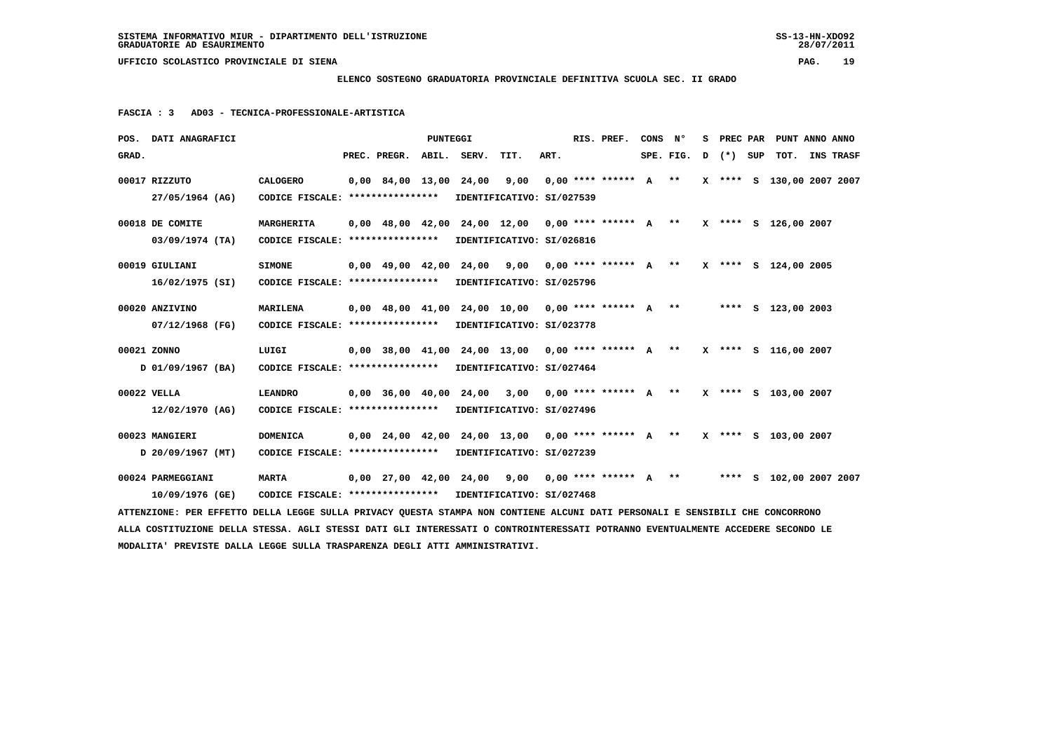**SISTEMA INFORMATIVO MIUR - DIPARTIMENTO DELL'ISTRUZIONE**
**GRADUATORIE AD ESAURIMENTO**

**UFFICIO SCOLASTICO PROVINCIALE DI SIENA**

**ELENCO SOSTEGNO GRADUATORIA PROVINCIALE DEFINITIVA SCUOLA SEC. II GRADO**

**FASCIA : 3 AD03 - TECNICA-PROFESSIONALE-ARTISTICA**

| POS. GRAD. | DATI ANAGRAFICI | | PREC. | PREGR. | ABIL. | SERV. | TIT. | ART. | RIS. PREF. | CONS SPE. | N° FIG. | S D | PREC (*) | PAR SUP | PUNT TOT. | ANNO INS | ANNO TRASF |
|---|---|---|---|---|---|---|---|---|---|---|---|---|---|---|---|---|---|
| 00017 | RIZZUTO 27/05/1964 (AG) | CALOGERO CODICE FISCALE: **************** IDENTIFICATIVO: SI/027539 | 0,00 | 84,00 | 13,00 | 24,00 | 9,00 | 0,00 | **** ****** | A | ** | X | **** | S | 130,00 | 2007 | 2007 |
| 00018 | DE COMITE 03/09/1974 (TA) | MARGHERITA CODICE FISCALE: **************** IDENTIFICATIVO: SI/026816 | 0,00 | 48,00 | 42,00 | 24,00 | 12,00 | 0,00 | **** ****** | A | ** | X | **** | S | 126,00 | 2007 | |
| 00019 | GIULIANI 16/02/1975 (SI) | SIMONE CODICE FISCALE: **************** IDENTIFICATIVO: SI/025796 | 0,00 | 49,00 | 42,00 | 24,00 | 9,00 | 0,00 | **** ****** | A | ** | X | **** | S | 124,00 | 2005 | |
| 00020 | ANZIVINO 07/12/1968 (FG) | MARILENA CODICE FISCALE: **************** IDENTIFICATIVO: SI/023778 | 0,00 | 48,00 | 41,00 | 24,00 | 10,00 | 0,00 | **** ****** | A | ** | | **** | S | 123,00 | 2003 | |
| 00021 | ZONNO D 01/09/1967 (BA) | LUIGI CODICE FISCALE: **************** IDENTIFICATIVO: SI/027464 | 0,00 | 38,00 | 41,00 | 24,00 | 13,00 | 0,00 | **** ****** | A | ** | X | **** | S | 116,00 | 2007 | |
| 00022 | VELLA 12/02/1970 (AG) | LEANDRO CODICE FISCALE: **************** IDENTIFICATIVO: SI/027496 | 0,00 | 36,00 | 40,00 | 24,00 | 3,00 | 0,00 | **** ****** | A | ** | X | **** | S | 103,00 | 2007 | |
| 00023 | MANGIERI D 20/09/1967 (MT) | DOMENICA CODICE FISCALE: **************** IDENTIFICATIVO: SI/027239 | 0,00 | 24,00 | 42,00 | 24,00 | 13,00 | 0,00 | **** ****** | A | ** | X | **** | S | 103,00 | 2007 | |
| 00024 | PARMEGGIANI 10/09/1976 (GE) | MARTA CODICE FISCALE: **************** IDENTIFICATIVO: SI/027468 | 0,00 | 27,00 | 42,00 | 24,00 | 9,00 | 0,00 | **** ****** | A | ** | | **** | S | 102,00 | 2007 | 2007 |

ATTENZIONE: PER EFFETTO DELLA LEGGE SULLA PRIVACY QUESTA STAMPA NON CONTIENE ALCUNI DATI PERSONALI E SENSIBILI CHE CONCORRONO ALLA COSTITUZIONE DELLA STESSA. AGLI STESSI DATI GLI INTERESSATI O CONTROINTERESSATI POTRANNO EVENTUALMENTE ACCEDERE SECONDO LE MODALITA' PREVISTE DALLA LEGGE SULLA TRASPARENZA DEGLI ATTI AMMINISTRATIVI.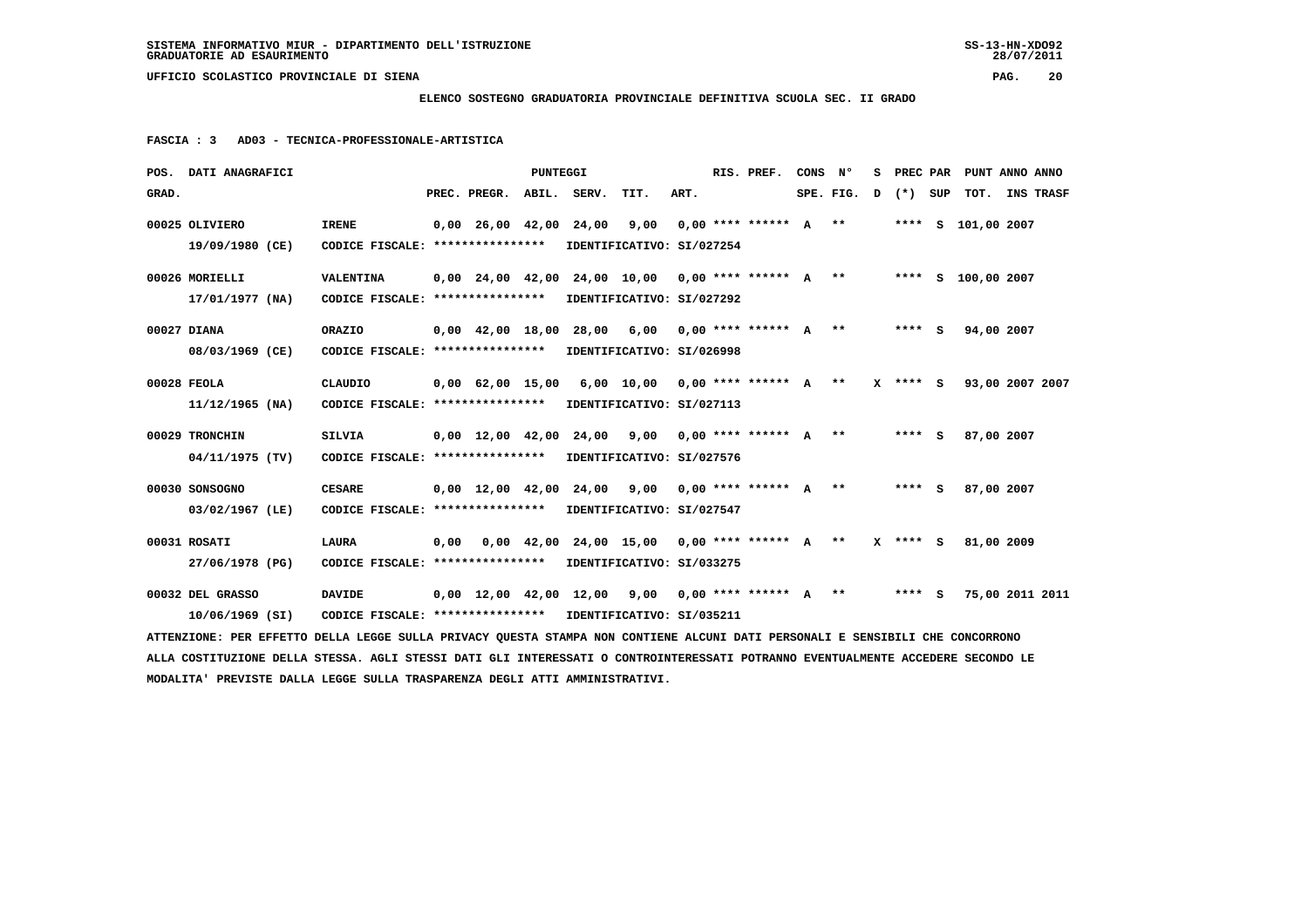**ELENCO SOSTEGNO GRADUATORIA PROVINCIALE DEFINITIVA SCUOLA SEC. II GRADO**

**FASCIA : 3 AD03 - TECNICA-PROFESSIONALE-ARTISTICA**

| POS. GRAD. | DATI ANAGRAFICI | | PREC. | PREGR. | ABIL. | SERV. | TIT. | ART. | RIS. PREF. | CONS SPE. | N° FIG. | S D | PREC (*) | PAR SUP | PUNT TOT. | ANNO INS | ANNO TRASF |
|---|---|---|---|---|---|---|---|---|---|---|---|---|---|---|---|---|---|
| 00025 | OLIVIERO 19/09/1980 (CE) | IRENE CODICE FISCALE: **************** IDENTIFICATIVO: SI/027254 | 0,00 | 26,00 | 42,00 | 24,00 | 9,00 | 0,00 | **** ****** | A | ** | | **** | S | 101,00 | 2007 | |
| 00026 | MORIELLI 17/01/1977 (NA) | VALENTINA CODICE FISCALE: **************** IDENTIFICATIVO: SI/027292 | 0,00 | 24,00 | 42,00 | 24,00 | 10,00 | 0,00 | **** ****** | A | ** | | **** | S | 100,00 | 2007 | |
| 00027 | DIANA 08/03/1969 (CE) | ORAZIO CODICE FISCALE: **************** IDENTIFICATIVO: SI/026998 | 0,00 | 42,00 | 18,00 | 28,00 | 6,00 | 0,00 | **** ****** | A | ** | | **** | S | 94,00 | 2007 | |
| 00028 | FEOLA 11/12/1965 (NA) | CLAUDIO CODICE FISCALE: **************** IDENTIFICATIVO: SI/027113 | 0,00 | 62,00 | 15,00 | 6,00 | 10,00 | 0,00 | **** ****** | A | ** | X | **** | S | 93,00 | 2007 | 2007 |
| 00029 | TRONCHIN 04/11/1975 (TV) | SILVIA CODICE FISCALE: **************** IDENTIFICATIVO: SI/027576 | 0,00 | 12,00 | 42,00 | 24,00 | 9,00 | 0,00 | **** ****** | A | ** | | **** | S | 87,00 | 2007 | |
| 00030 | SONSOGNO 03/02/1967 (LE) | CESARE CODICE FISCALE: **************** IDENTIFICATIVO: SI/027547 | 0,00 | 12,00 | 42,00 | 24,00 | 9,00 | 0,00 | **** ****** | A | ** | | **** | S | 87,00 | 2007 | |
| 00031 | ROSATI 27/06/1978 (PG) | LAURA CODICE FISCALE: **************** IDENTIFICATIVO: SI/033275 | 0,00 | 0,00 | 42,00 | 24,00 | 15,00 | 0,00 | **** ****** | A | ** | X | **** | S | 81,00 | 2009 | |
| 00032 | DEL GRASSO 10/06/1969 (SI) | DAVIDE CODICE FISCALE: **************** IDENTIFICATIVO: SI/035211 | 0,00 | 12,00 | 42,00 | 12,00 | 9,00 | 0,00 | **** ****** | A | ** | | **** | S | 75,00 | 2011 | 2011 |

ATTENZIONE: PER EFFETTO DELLA LEGGE SULLA PRIVACY QUESTA STAMPA NON CONTIENE ALCUNI DATI PERSONALI E SENSIBILI CHE CONCORRONO ALLA COSTITUZIONE DELLA STESSA. AGLI STESSI DATI GLI INTERESSATI O CONTROINTERESSATI POTRANNO EVENTUALMENTE ACCEDERE SECONDO LE MODALITA' PREVISTE DALLA LEGGE SULLA TRASPARENZA DEGLI ATTI AMMINISTRATIVI.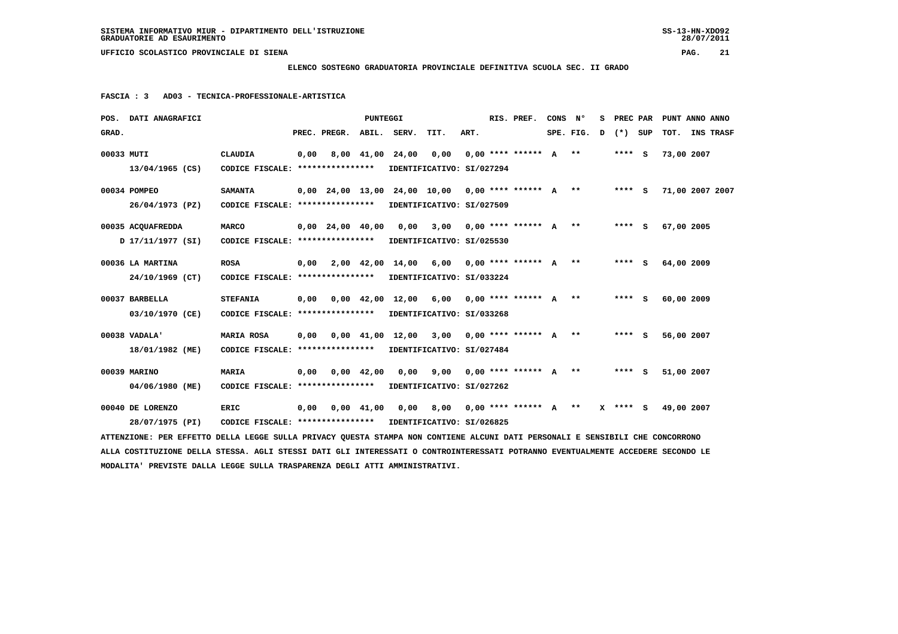SISTEMA INFORMATIVO MIUR - DIPARTIMENTO DELL'ISTRUZIONE
GRADUATORIE AD ESAURIMENTO

UFFICIO SCOLASTICO PROVINCIALE DI SIENA

**ELENCO SOSTEGNO GRADUATORIA PROVINCIALE DEFINITIVA SCUOLA SEC. II GRADO**

**FASCIA : 3 AD03 - TECNICA-PROFESSIONALE-ARTISTICA**

| POS. GRAD. | DATI ANAGRAFICI | | PREC. | PREGR. | ABIL. | SERV. | TIT. | ART. | RIS. PREF. | CONS SPE. | N° FIG. | S D | PREC (*) | PAR SUP | PUNT TOT. | ANNO | ANNO INS TRASF |
|---|---|---|---|---|---|---|---|---|---|---|---|---|---|---|---|---|---|
| 00033 | MUTI 13/04/1965 (CS) | CLAUDIA CODICE FISCALE: **************** IDENTIFICATIVO: SI/027294 | 0,00 | 8,00 | 41,00 | 24,00 | 0,00 | 0,00 | **** ****** | A | ** | | **** | S | 73,00 | 2007 | |
| 00034 | POMPEO 26/04/1973 (PZ) | SAMANTA CODICE FISCALE: **************** IDENTIFICATIVO: SI/027509 | 0,00 | 24,00 | 13,00 | 24,00 | 10,00 | 0,00 | **** ****** | A | ** | | **** | S | 71,00 | 2007 | 2007 |
| 00035 | ACQUAFREDDA D 17/11/1977 (SI) | MARCO CODICE FISCALE: **************** IDENTIFICATIVO: SI/025530 | 0,00 | 24,00 | 40,00 | 0,00 | 3,00 | 0,00 | **** ****** | A | ** | | **** | S | 67,00 | 2005 | |
| 00036 | LA MARTINA 24/10/1969 (CT) | ROSA CODICE FISCALE: **************** IDENTIFICATIVO: SI/033224 | 0,00 | 2,00 | 42,00 | 14,00 | 6,00 | 0,00 | **** ****** | A | ** | | **** | S | 64,00 | 2009 | |
| 00037 | BARBELLA 03/10/1970 (CE) | STEFANIA CODICE FISCALE: **************** IDENTIFICATIVO: SI/033268 | 0,00 | 0,00 | 42,00 | 12,00 | 6,00 | 0,00 | **** ****** | A | ** | | **** | S | 60,00 | 2009 | |
| 00038 | VADALA' 18/01/1982 (ME) | MARIA ROSA CODICE FISCALE: **************** IDENTIFICATIVO: SI/027484 | 0,00 | 0,00 | 41,00 | 12,00 | 3,00 | 0,00 | **** ****** | A | ** | | **** | S | 56,00 | 2007 | |
| 00039 | MARINO 04/06/1980 (ME) | MARIA CODICE FISCALE: **************** IDENTIFICATIVO: SI/027262 | 0,00 | 0,00 | 42,00 | 0,00 | 9,00 | 0,00 | **** ****** | A | ** | | **** | S | 51,00 | 2007 | |
| 00040 | DE LORENZO 28/07/1975 (PI) | ERIC CODICE FISCALE: **************** IDENTIFICATIVO: SI/026825 | 0,00 | 0,00 | 41,00 | 0,00 | 8,00 | 0,00 | **** ****** | A | ** | X | **** | S | 49,00 | 2007 | |

ATTENZIONE: PER EFFETTO DELLA LEGGE SULLA PRIVACY QUESTA STAMPA NON CONTIENE ALCUNI DATI PERSONALI E SENSIBILI CHE CONCORRONO ALLA COSTITUZIONE DELLA STESSA. AGLI STESSI DATI GLI INTERESSATI O CONTROINTERESSATI POTRANNO EVENTUALMENTE ACCEDERE SECONDO LE MODALITA' PREVISTE DALLA LEGGE SULLA TRASPARENZA DEGLI ATTI AMMINISTRATIVI.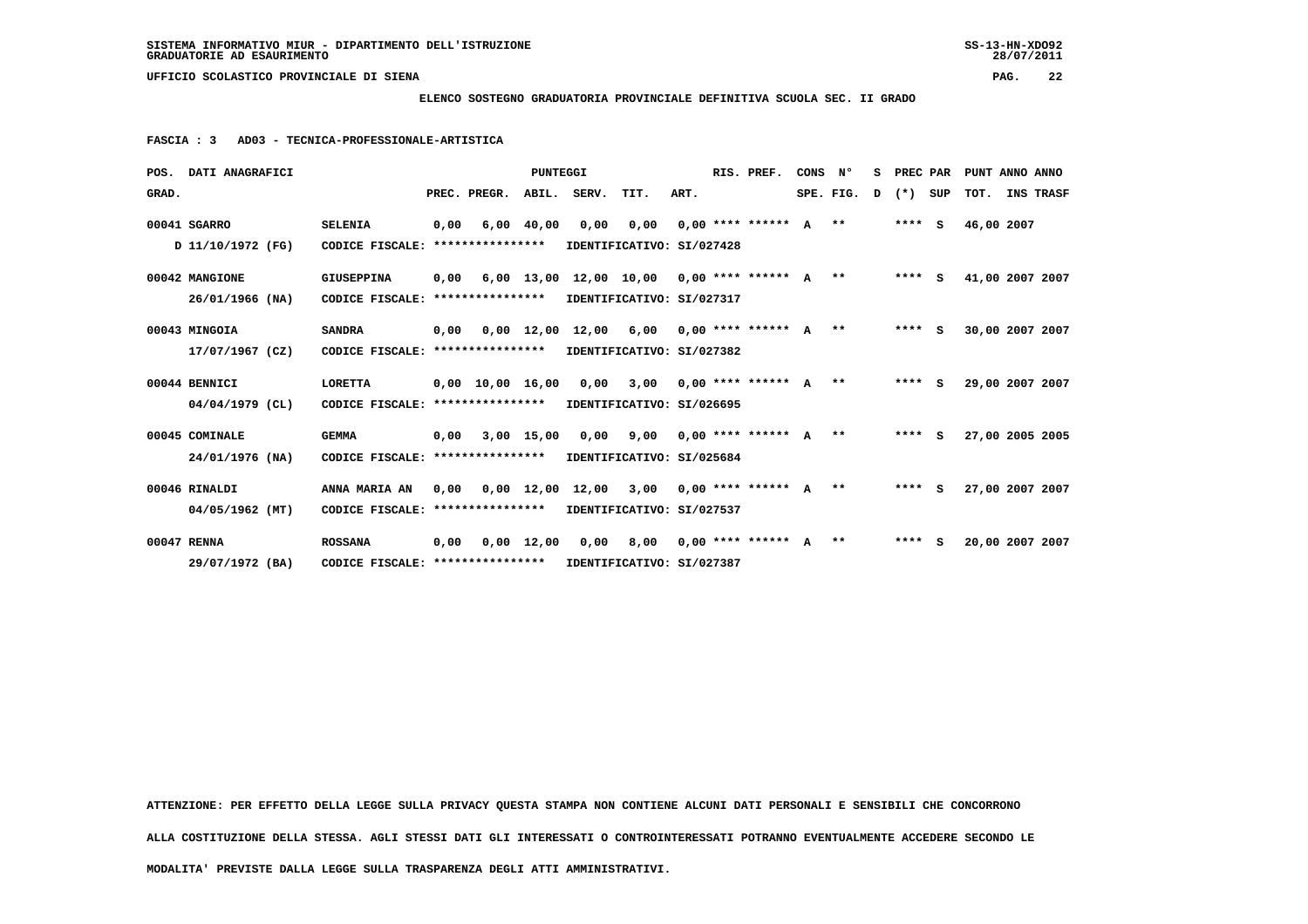SISTEMA INFORMATIVO MIUR - DIPARTIMENTO DELL'ISTRUZIONE
GRADUATORIE AD ESAURIMENTO

UFFICIO SCOLASTICO PROVINCIALE DI SIENA

**ELENCO SOSTEGNO GRADUATORIA PROVINCIALE DEFINITIVA SCUOLA SEC. II GRADO**

**FASCIA : 3 AD03 - TECNICA-PROFESSIONALE-ARTISTICA**

| POS. GRAD. | DATI ANAGRAFICI | | PREC. | PREGR. | ABIL. | SERV. | TIT. | ART. | RIS. PREF. | CONS SPE. | N° FIG. | S D | PREC (*) | PAR SUP | PUNT TOT. | ANNO INS | ANNO TRASF |
|---|---|---|---|---|---|---|---|---|---|---|---|---|---|---|---|---|---|
| 00041 | SGARRO | SELENIA | 0,00 | 6,00 | 40,00 | 0,00 | 0,00 | 0,00 | **** ****** | A | ** | | **** | S | 46,00 | 2007 | |
| | D 11/10/1972 (FG) | CODICE FISCALE: **************** | IDENTIFICATIVO: SI/027428 | | | | | | | | | | | | | | |
| 00042 | MANGIONE | GIUSEPPINA | 0,00 | 6,00 | 13,00 | 12,00 | 10,00 | 0,00 | **** ****** | A | ** | | **** | S | 41,00 | 2007 | 2007 |
| | 26/01/1966 (NA) | CODICE FISCALE: **************** | IDENTIFICATIVO: SI/027317 | | | | | | | | | | | | | | |
| 00043 | MINGOIA | SANDRA | 0,00 | 0,00 | 12,00 | 12,00 | 6,00 | 0,00 | **** ****** | A | ** | | **** | S | 30,00 | 2007 | 2007 |
| | 17/07/1967 (CZ) | CODICE FISCALE: **************** | IDENTIFICATIVO: SI/027382 | | | | | | | | | | | | | | |
| 00044 | BENNICI | LORETTA | 0,00 | 10,00 | 16,00 | 0,00 | 3,00 | 0,00 | **** ****** | A | ** | | **** | S | 29,00 | 2007 | 2007 |
| | 04/04/1979 (CL) | CODICE FISCALE: **************** | IDENTIFICATIVO: SI/026695 | | | | | | | | | | | | | | |
| 00045 | COMINALE | GEMMA | 0,00 | 3,00 | 15,00 | 0,00 | 9,00 | 0,00 | **** ****** | A | ** | | **** | S | 27,00 | 2005 | 2005 |
| | 24/01/1976 (NA) | CODICE FISCALE: **************** | IDENTIFICATIVO: SI/025684 | | | | | | | | | | | | | | |
| 00046 | RINALDI | ANNA MARIA AN | 0,00 | 0,00 | 12,00 | 12,00 | 3,00 | 0,00 | **** ****** | A | ** | | **** | S | 27,00 | 2007 | 2007 |
| | 04/05/1962 (MT) | CODICE FISCALE: **************** | IDENTIFICATIVO: SI/027537 | | | | | | | | | | | | | | |
| 00047 | RENNA | ROSSANA | 0,00 | 0,00 | 12,00 | 0,00 | 8,00 | 0,00 | **** ****** | A | ** | | **** | S | 20,00 | 2007 | 2007 |
| | 29/07/1972 (BA) | CODICE FISCALE: **************** | IDENTIFICATIVO: SI/027387 | | | | | | | | | | | | | | |

ATTENZIONE: PER EFFETTO DELLA LEGGE SULLA PRIVACY QUESTA STAMPA NON CONTIENE ALCUNI DATI PERSONALI E SENSIBILI CHE CONCORRONO ALLA COSTITUZIONE DELLA STESSA. AGLI STESSI DATI GLI INTERESSATI O CONTROINTERESSATI POTRANNO EVENTUALMENTE ACCEDERE SECONDO LE MODALITA' PREVISTE DALLA LEGGE SULLA TRASPARENZA DEGLI ATTI AMMINISTRATIVI.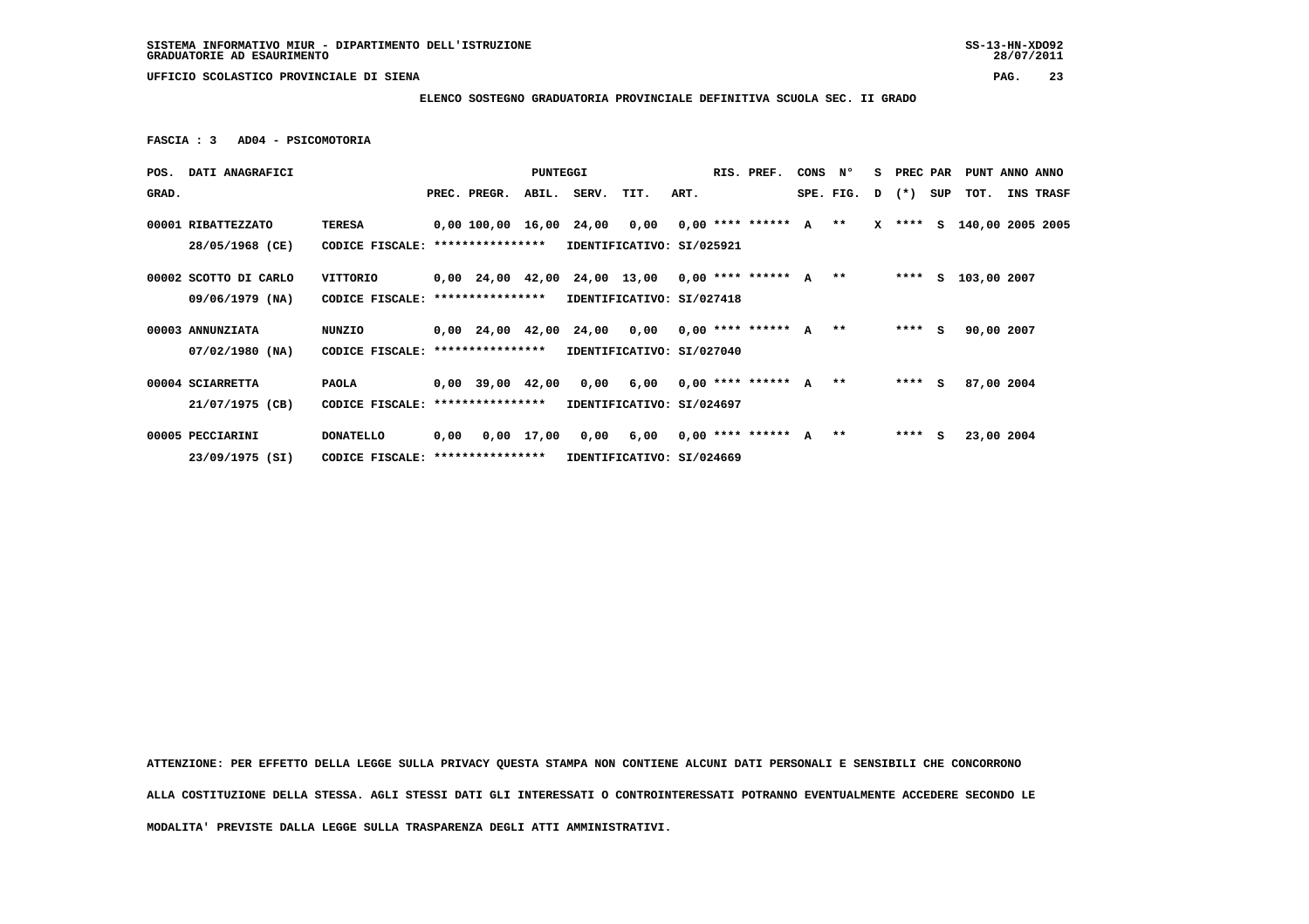**ELENCO SOSTEGNO GRADUATORIA PROVINCIALE DEFINITIVA SCUOLA SEC. II GRADO**

**FASCIA : 3 AD04 - PSICOMOTORIA**

| POS. GRAD. | DATI ANAGRAFICI | | PREC. | PREGR. | ABIL. | SERV. | TIT. | ART. | RIS. | PREF. | CONS SPE. | N° FIG. | S D | PREC (*) | PAR SUP | PUNT TOT. | ANNO INS | ANNO TRASF |
|---|---|---|---|---|---|---|---|---|---|---|---|---|---|---|---|---|---|---|
| 00001 | RIBATTEZZATO 28/05/1968 (CE) | TERESA CODICE FISCALE: **************** IDENTIFICATIVO: SI/025921 | 0,00 | 100,00 | 16,00 | 24,00 | 0,00 | 0,00 | **** | ****** | A | ** | X | **** | S | 140,00 | 2005 | 2005 |
| 00002 | SCOTTO DI CARLO 09/06/1979 (NA) | VITTORIO CODICE FISCALE: **************** IDENTIFICATIVO: SI/027418 | 0,00 | 24,00 | 42,00 | 24,00 | 13,00 | 0,00 | **** | ****** | A | ** | | **** | S | 103,00 | 2007 | |
| 00003 | ANNUNZIATA 07/02/1980 (NA) | NUNZIO CODICE FISCALE: **************** IDENTIFICATIVO: SI/027040 | 0,00 | 24,00 | 42,00 | 24,00 | 0,00 | 0,00 | **** | ****** | A | ** | | **** | S | 90,00 | 2007 | |
| 00004 | SCIARRETTA 21/07/1975 (CB) | PAOLA CODICE FISCALE: **************** IDENTIFICATIVO: SI/024697 | 0,00 | 39,00 | 42,00 | 0,00 | 6,00 | 0,00 | **** | ****** | A | ** | | **** | S | 87,00 | 2004 | |
| 00005 | PECCIARINI 23/09/1975 (SI) | DONATELLO CODICE FISCALE: **************** IDENTIFICATIVO: SI/024669 | 0,00 | 0,00 | 17,00 | 0,00 | 6,00 | 0,00 | **** | ****** | A | ** | | **** | S | 23,00 | 2004 | |

ATTENZIONE: PER EFFETTO DELLA LEGGE SULLA PRIVACY QUESTA STAMPA NON CONTIENE ALCUNI DATI PERSONALI E SENSIBILI CHE CONCORRONO ALLA COSTITUZIONE DELLA STESSA. AGLI STESSI DATI GLI INTERESSATI O CONTROINTERESSATI POTRANNO EVENTUALMENTE ACCEDERE SECONDO LE MODALITA' PREVISTE DALLA LEGGE SULLA TRASPARENZA DEGLI ATTI AMMINISTRATIVI.